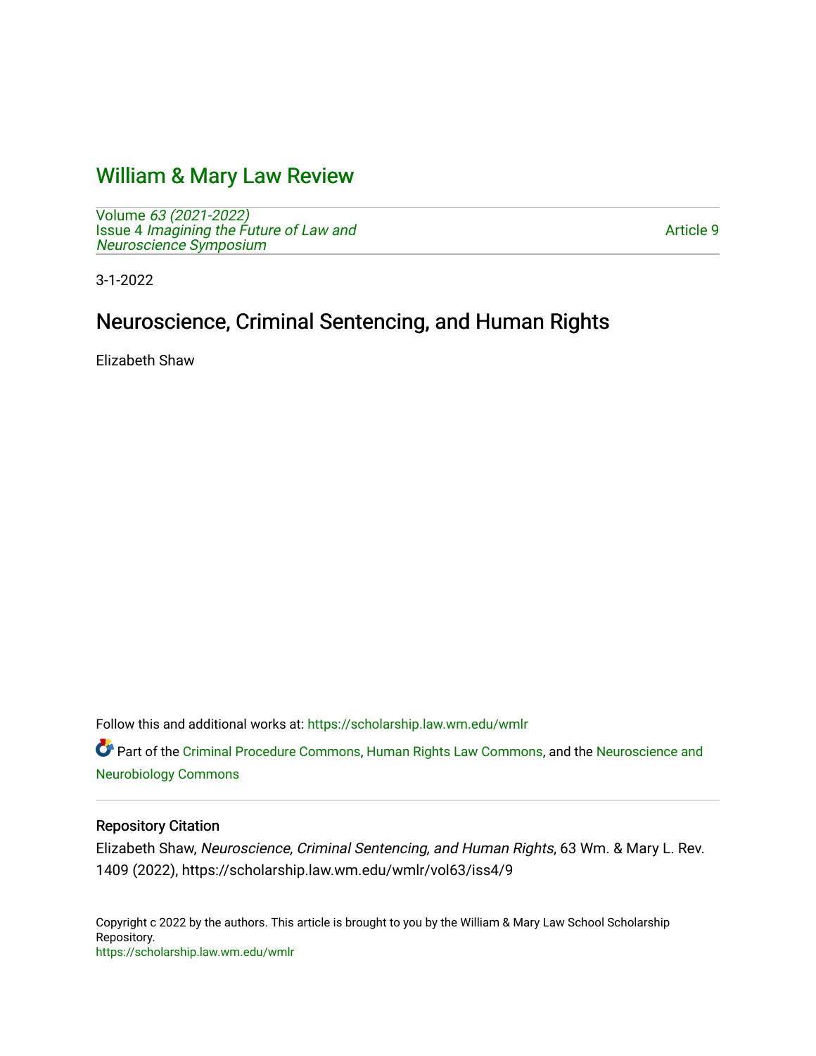# William & Mary Law Review

Volume *63 (2021-2022)*
Issue 4 *Imagining the Future of Law and Neuroscience Symposium*

Article 9

3-1-2022

## Neuroscience, Criminal Sentencing, and Human Rights

Elizabeth Shaw

Follow this and additional works at: https://scholarship.law.wm.edu/wmlr

Part of the Criminal Procedure Commons, Human Rights Law Commons, and the Neuroscience and Neurobiology Commons

### Repository Citation

Elizabeth Shaw, *Neuroscience, Criminal Sentencing, and Human Rights*, 63 Wm. & Mary L. Rev. 1409 (2022), https://scholarship.law.wm.edu/wmlr/vol63/iss4/9

Copyright c 2022 by the authors. This article is brought to you by the William & Mary Law School Scholarship Repository.
https://scholarship.law.wm.edu/wmlr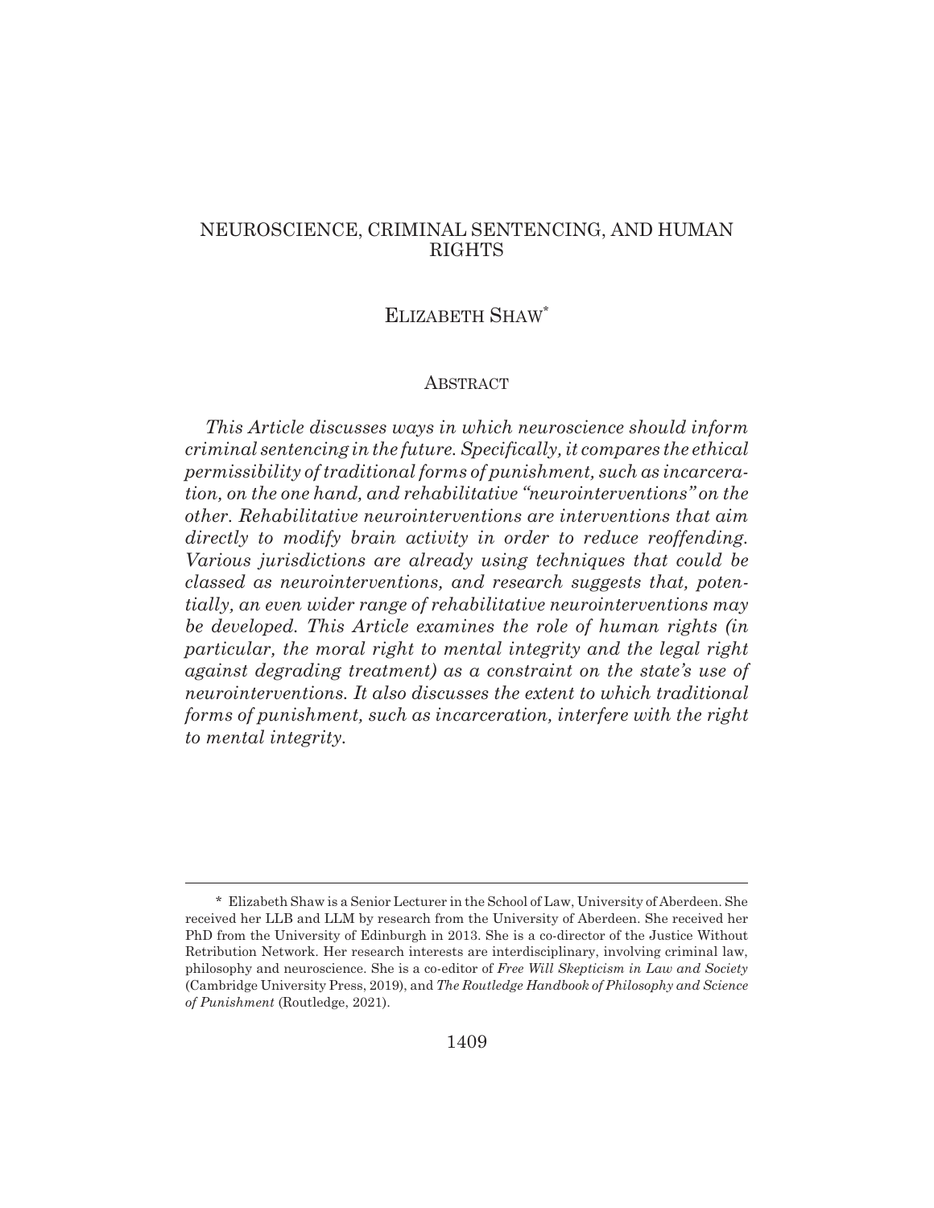# NEUROSCIENCE, CRIMINAL SENTENCING, AND HUMAN RIGHTS

ELIZABETH SHAW*

## ABSTRACT

*This Article discusses ways in which neuroscience should inform criminal sentencing in the future. Specifically, it compares the ethical permissibility of traditional forms of punishment, such as incarceration, on the one hand, and rehabilitative "neurointerventions" on the other. Rehabilitative neurointerventions are interventions that aim directly to modify brain activity in order to reduce reoffending. Various jurisdictions are already using techniques that could be classed as neurointerventions, and research suggests that, potentially, an even wider range of rehabilitative neurointerventions may be developed. This Article examines the role of human rights (in particular, the moral right to mental integrity and the legal right against degrading treatment) as a constraint on the state's use of neurointerventions. It also discusses the extent to which traditional forms of punishment, such as incarceration, interfere with the right to mental integrity.*

---

\* Elizabeth Shaw is a Senior Lecturer in the School of Law, University of Aberdeen. She received her LLB and LLM by research from the University of Aberdeen. She received her PhD from the University of Edinburgh in 2013. She is a co-director of the Justice Without Retribution Network. Her research interests are interdisciplinary, involving criminal law, philosophy and neuroscience. She is a co-editor of *Free Will Skepticism in Law and Society* (Cambridge University Press, 2019), and *The Routledge Handbook of Philosophy and Science of Punishment* (Routledge, 2021).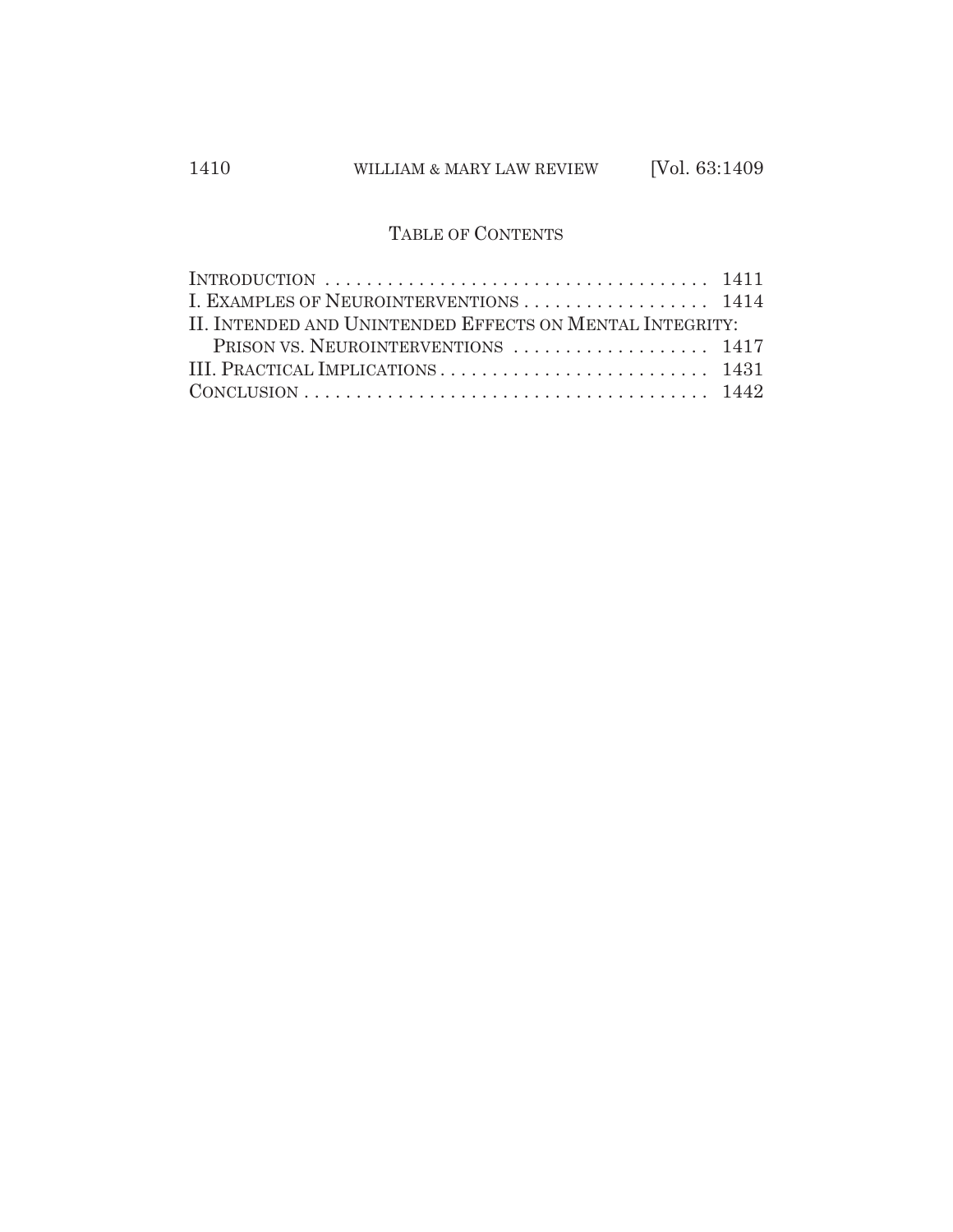## TABLE OF CONTENTS

- INTRODUCTION . . . . . . . . . . . . . . . . . . . . . . . . . . . . . . . . . . . . . 1411
- I. EXAMPLES OF NEUROINTERVENTIONS . . . . . . . . . . . . . . . . . . 1414
- II. INTENDED AND UNINTENDED EFFECTS ON MENTAL INTEGRITY: PRISON VS. NEUROINTERVENTIONS . . . . . . . . . . . . . . . . . . . 1417
- III. PRACTICAL IMPLICATIONS . . . . . . . . . . . . . . . . . . . . . . . . . . 1431
- CONCLUSION . . . . . . . . . . . . . . . . . . . . . . . . . . . . . . . . . . . . . . 1442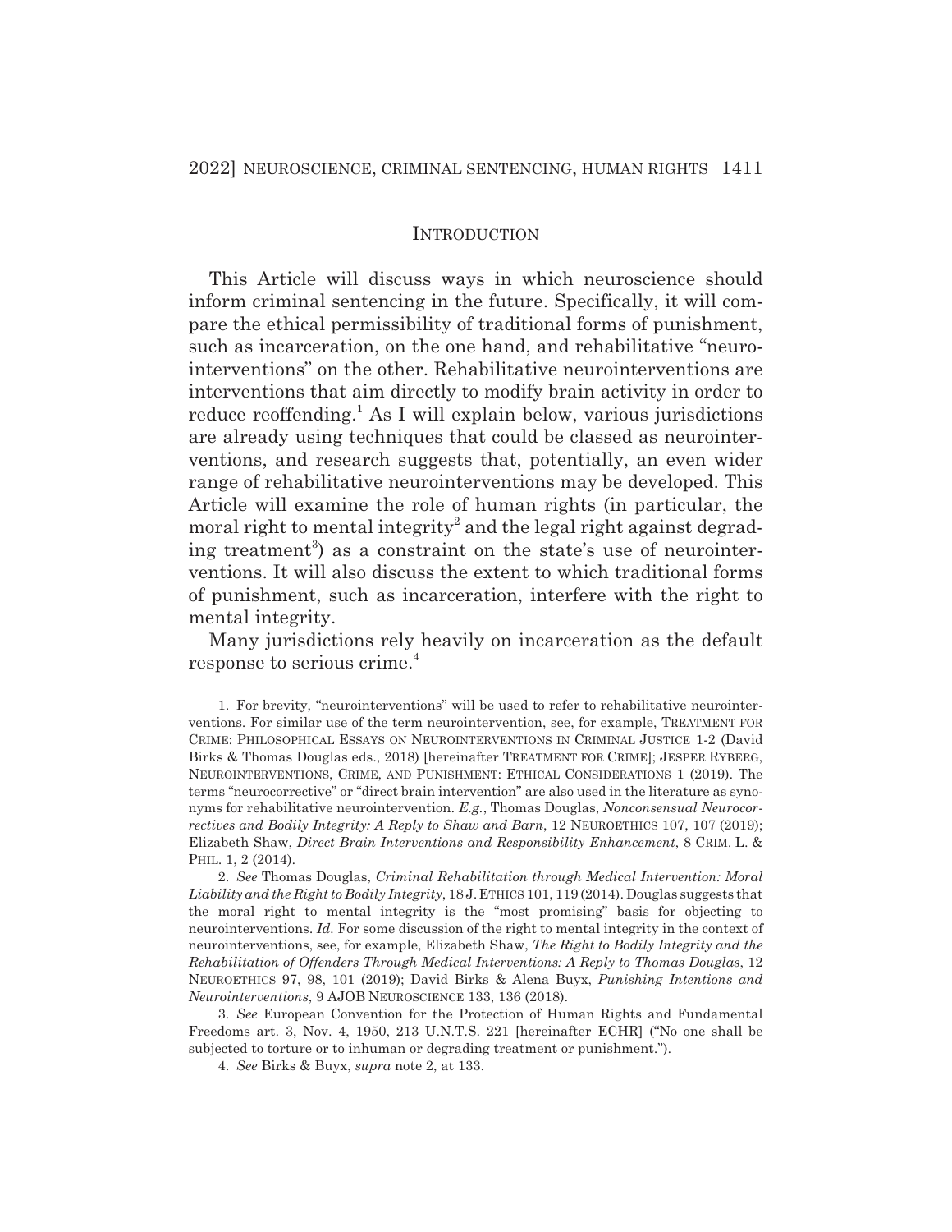## INTRODUCTION

This Article will discuss ways in which neuroscience should inform criminal sentencing in the future. Specifically, it will compare the ethical permissibility of traditional forms of punishment, such as incarceration, on the one hand, and rehabilitative "neurointerventions" on the other. Rehabilitative neurointerventions are interventions that aim directly to modify brain activity in order to reduce reoffending.[1] As I will explain below, various jurisdictions are already using techniques that could be classed as neurointerventions, and research suggests that, potentially, an even wider range of rehabilitative neurointerventions may be developed. This Article will examine the role of human rights (in particular, the moral right to mental integrity[2] and the legal right against degrading treatment[3]) as a constraint on the state's use of neurointerventions. It will also discuss the extent to which traditional forms of punishment, such as incarceration, interfere with the right to mental integrity.

Many jurisdictions rely heavily on incarceration as the default response to serious crime.[4]

---

1. For brevity, "neurointerventions" will be used to refer to rehabilitative neurointerventions. For similar use of the term neurointervention, see, for example, TREATMENT FOR CRIME: PHILOSOPHICAL ESSAYS ON NEUROINTERVENTIONS IN CRIMINAL JUSTICE 1-2 (David Birks & Thomas Douglas eds., 2018) [hereinafter TREATMENT FOR CRIME]; JESPER RYBERG, NEUROINTERVENTIONS, CRIME, AND PUNISHMENT: ETHICAL CONSIDERATIONS 1 (2019). The terms "neurocorrective" or "direct brain intervention" are also used in the literature as synonyms for rehabilitative neurointervention. *E.g.*, Thomas Douglas, *Nonconsensual Neurocorrectives and Bodily Integrity: A Reply to Shaw and Barn*, 12 NEUROETHICS 107, 107 (2019); Elizabeth Shaw, *Direct Brain Interventions and Responsibility Enhancement*, 8 CRIM. L. & PHIL. 1, 2 (2014).

2. *See* Thomas Douglas, *Criminal Rehabilitation through Medical Intervention: Moral Liability and the Right to Bodily Integrity*, 18 J. ETHICS 101, 119 (2014). Douglas suggests that the moral right to mental integrity is the "most promising" basis for objecting to neurointerventions. *Id.* For some discussion of the right to mental integrity in the context of neurointerventions, see, for example, Elizabeth Shaw, *The Right to Bodily Integrity and the Rehabilitation of Offenders Through Medical Interventions: A Reply to Thomas Douglas*, 12 NEUROETHICS 97, 98, 101 (2019); David Birks & Alena Buyx, *Punishing Intentions and Neurointerventions*, 9 AJOB NEUROSCIENCE 133, 136 (2018).

3. *See* European Convention for the Protection of Human Rights and Fundamental Freedoms art. 3, Nov. 4, 1950, 213 U.N.T.S. 221 [hereinafter ECHR] ("No one shall be subjected to torture or to inhuman or degrading treatment or punishment.").

4. *See* Birks & Buyx, *supra* note 2, at 133.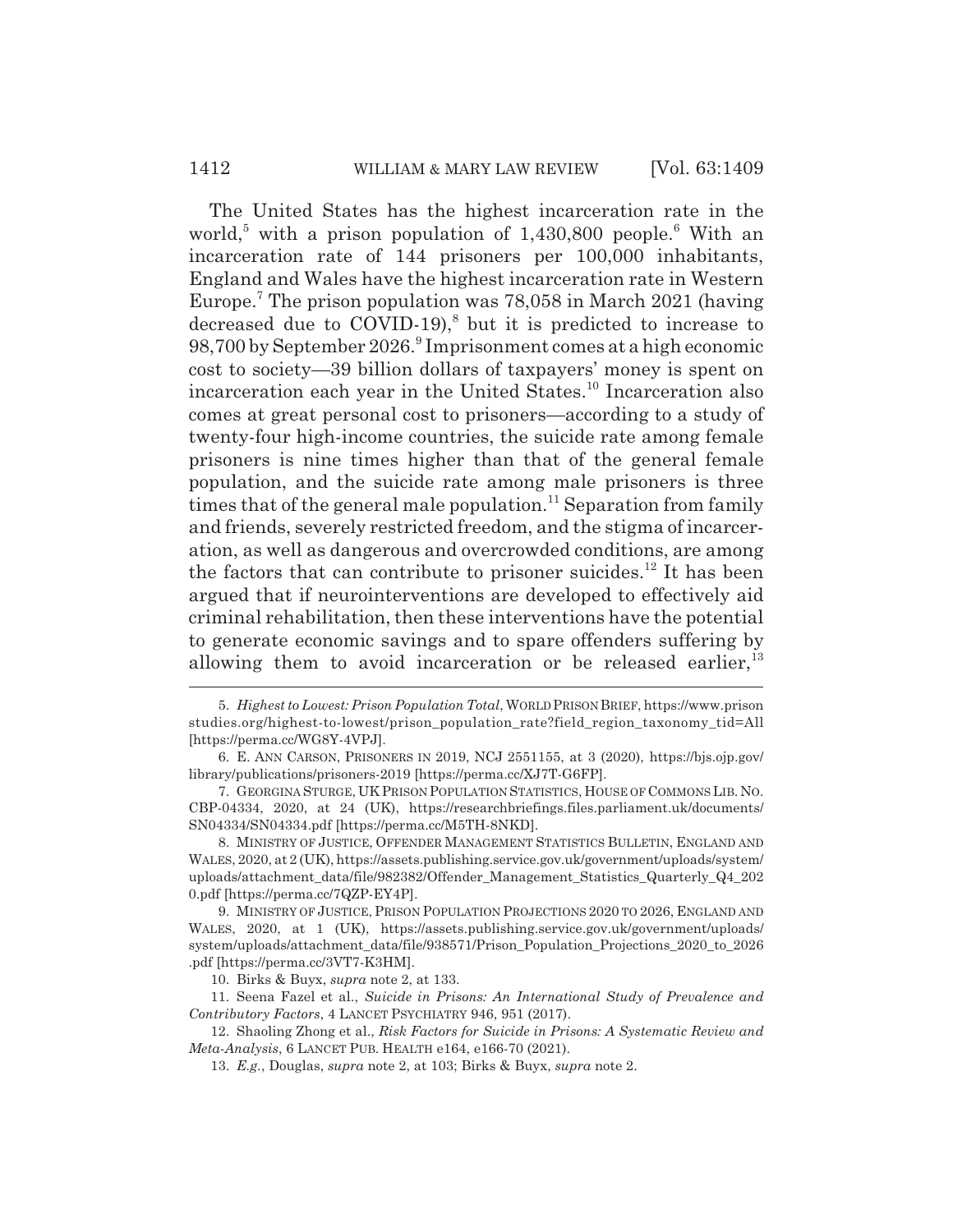The United States has the highest incarceration rate in the world,[5] with a prison population of 1,430,800 people.[6] With an incarceration rate of 144 prisoners per 100,000 inhabitants, England and Wales have the highest incarceration rate in Western Europe.[7] The prison population was 78,058 in March 2021 (having decreased due to COVID-19),[8] but it is predicted to increase to 98,700 by September 2026.[9] Imprisonment comes at a high economic cost to society—39 billion dollars of taxpayers' money is spent on incarceration each year in the United States.[10] Incarceration also comes at great personal cost to prisoners—according to a study of twenty-four high-income countries, the suicide rate among female prisoners is nine times higher than that of the general female population, and the suicide rate among male prisoners is three times that of the general male population.[11] Separation from family and friends, severely restricted freedom, and the stigma of incarceration, as well as dangerous and overcrowded conditions, are among the factors that can contribute to prisoner suicides.[12] It has been argued that if neurointerventions are developed to effectively aid criminal rehabilitation, then these interventions have the potential to generate economic savings and to spare offenders suffering by allowing them to avoid incarceration or be released earlier,[13]

---

5. *Highest to Lowest: Prison Population Total*, WORLD PRISON BRIEF, https://www.prisonstudies.org/highest-to-lowest/prison_population_rate?field_region_taxonomy_tid=All [https://perma.cc/WG8Y-4VPJ].

6. E. ANN CARSON, PRISONERS IN 2019, NCJ 2551155, at 3 (2020), https://bjs.ojp.gov/library/publications/prisoners-2019 [https://perma.cc/XJ7T-G6FP].

7. GEORGINA STURGE, UK PRISON POPULATION STATISTICS, HOUSE OF COMMONS LIB. NO. CBP-04334, 2020, at 24 (UK), https://researchbriefings.files.parliament.uk/documents/SN04334/SN04334.pdf [https://perma.cc/M5TH-8NKD].

8. MINISTRY OF JUSTICE, OFFENDER MANAGEMENT STATISTICS BULLETIN, ENGLAND AND WALES, 2020, at 2 (UK), https://assets.publishing.service.gov.uk/government/uploads/system/uploads/attachment_data/file/982382/Offender_Management_Statistics_Quarterly_Q4_2020.pdf [https://perma.cc/7QZP-EY4P].

9. MINISTRY OF JUSTICE, PRISON POPULATION PROJECTIONS 2020 TO 2026, ENGLAND AND WALES, 2020, at 1 (UK), https://assets.publishing.service.gov.uk/government/uploads/system/uploads/attachment_data/file/938571/Prison_Population_Projections_2020_to_2026.pdf [https://perma.cc/3VT7-K3HM].

10. Birks & Buyx, *supra* note 2, at 133.

11. Seena Fazel et al., *Suicide in Prisons: An International Study of Prevalence and Contributory Factors*, 4 LANCET PSYCHIATRY 946, 951 (2017).

12. Shaoling Zhong et al., *Risk Factors for Suicide in Prisons: A Systematic Review and Meta-Analysis*, 6 LANCET PUB. HEALTH e164, e166-70 (2021).

13. *E.g.*, Douglas, *supra* note 2, at 103; Birks & Buyx, *supra* note 2.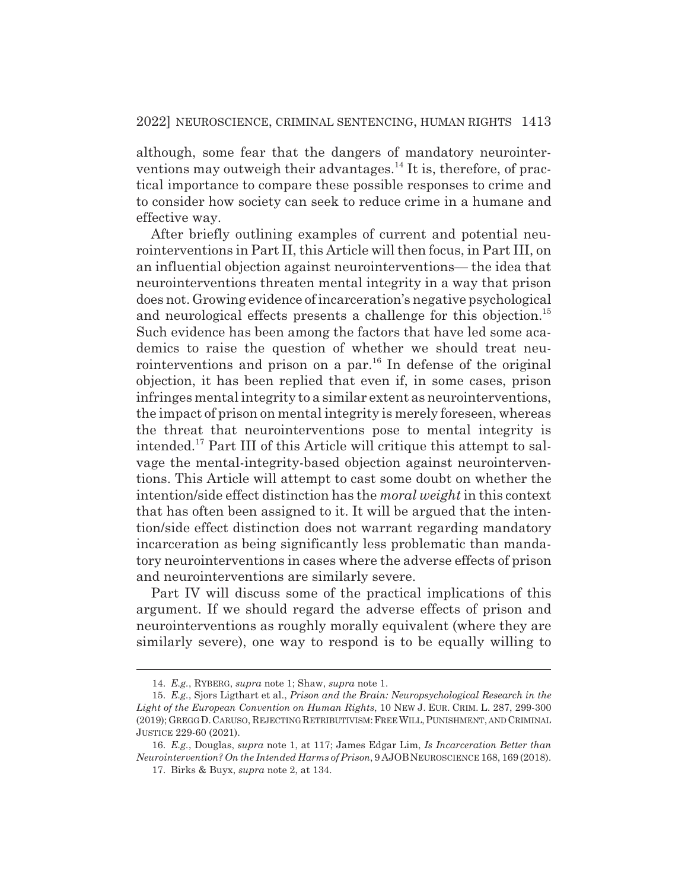although, some fear that the dangers of mandatory neurointerventions may outweigh their advantages.[14] It is, therefore, of practical importance to compare these possible responses to crime and to consider how society can seek to reduce crime in a humane and effective way.

After briefly outlining examples of current and potential neurointerventions in Part II, this Article will then focus, in Part III, on an influential objection against neurointerventions— the idea that neurointerventions threaten mental integrity in a way that prison does not. Growing evidence of incarceration's negative psychological and neurological effects presents a challenge for this objection.[15] Such evidence has been among the factors that have led some academics to raise the question of whether we should treat neurointerventions and prison on a par.[16] In defense of the original objection, it has been replied that even if, in some cases, prison infringes mental integrity to a similar extent as neurointerventions, the impact of prison on mental integrity is merely foreseen, whereas the threat that neurointerventions pose to mental integrity is intended.[17] Part III of this Article will critique this attempt to salvage the mental-integrity-based objection against neurointerventions. This Article will attempt to cast some doubt on whether the intention/side effect distinction has the *moral weight* in this context that has often been assigned to it. It will be argued that the intention/side effect distinction does not warrant regarding mandatory incarceration as being significantly less problematic than mandatory neurointerventions in cases where the adverse effects of prison and neurointerventions are similarly severe.

Part IV will discuss some of the practical implications of this argument. If we should regard the adverse effects of prison and neurointerventions as roughly morally equivalent (where they are similarly severe), one way to respond is to be equally willing to

---

14. *E.g.*, RYBERG, *supra* note 1; Shaw, *supra* note 1.

15. *E.g.*, Sjors Ligthart et al., *Prison and the Brain: Neuropsychological Research in the Light of the European Convention on Human Rights*, 10 NEW J. EUR. CRIM. L. 287, 299-300 (2019); GREGG D. CARUSO, REJECTING RETRIBUTIVISM: FREE WILL, PUNISHMENT, AND CRIMINAL JUSTICE 229-60 (2021).

16. *E.g.*, Douglas, *supra* note 1, at 117; James Edgar Lim, *Is Incarceration Better than Neurointervention? On the Intended Harms of Prison*, 9 AJOB NEUROSCIENCE 168, 169 (2018).

17. Birks & Buyx, *supra* note 2, at 134.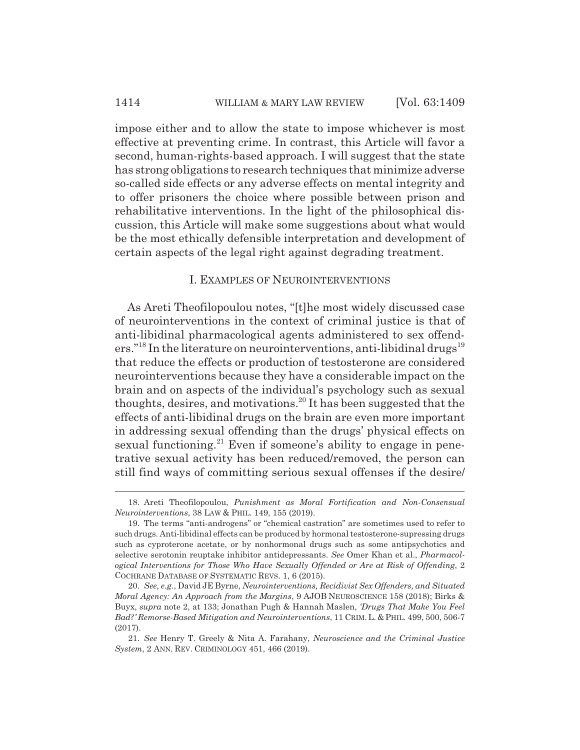impose either and to allow the state to impose whichever is most effective at preventing crime. In contrast, this Article will favor a second, human-rights-based approach. I will suggest that the state has strong obligations to research techniques that minimize adverse so-called side effects or any adverse effects on mental integrity and to offer prisoners the choice where possible between prison and rehabilitative interventions. In the light of the philosophical discussion, this Article will make some suggestions about what would be the most ethically defensible interpretation and development of certain aspects of the legal right against degrading treatment.

## I. EXAMPLES OF NEUROINTERVENTIONS

As Areti Theofilopoulou notes, "[t]he most widely discussed case of neurointerventions in the context of criminal justice is that of anti-libidinal pharmacological agents administered to sex offenders."[18] In the literature on neurointerventions, anti-libidinal drugs[19] that reduce the effects or production of testosterone are considered neurointerventions because they have a considerable impact on the brain and on aspects of the individual's psychology such as sexual thoughts, desires, and motivations.[20] It has been suggested that the effects of anti-libidinal drugs on the brain are even more important in addressing sexual offending than the drugs' physical effects on sexual functioning.[21] Even if someone's ability to engage in penetrative sexual activity has been reduced/removed, the person can still find ways of committing serious sexual offenses if the desire/

---

18. Areti Theofilopoulou, *Punishment as Moral Fortification and Non-Consensual Neurointerventions*, 38 LAW & PHIL. 149, 155 (2019).

19. The terms "anti-androgens" or "chemical castration" are sometimes used to refer to such drugs. Anti-libidinal effects can be produced by hormonal testosterone-supressing drugs such as cyproterone acetate, or by nonhormonal drugs such as some antipsychotics and selective serotonin reuptake inhibitor antidepressants. *See* Omer Khan et al., *Pharmacological Interventions for Those Who Have Sexually Offended or Are at Risk of Offending*, 2 COCHRANE DATABASE OF SYSTEMATIC REVS. 1, 6 (2015).

20. *See, e.g.*, David JE Byrne, *Neurointerventions, Recidivist Sex Offenders, and Situated Moral Agency: An Approach from the Margins*, 9 AJOB NEUROSCIENCE 158 (2018); Birks & Buyx, *supra* note 2, at 133; Jonathan Pugh & Hannah Maslen, *'Drugs That Make You Feel Bad?' Remorse-Based Mitigation and Neurointerventions*, 11 CRIM. L. & PHIL. 499, 500, 506-7 (2017).

21. *See* Henry T. Greely & Nita A. Farahany, *Neuroscience and the Criminal Justice System*, 2 ANN. REV. CRIMINOLOGY 451, 466 (2019).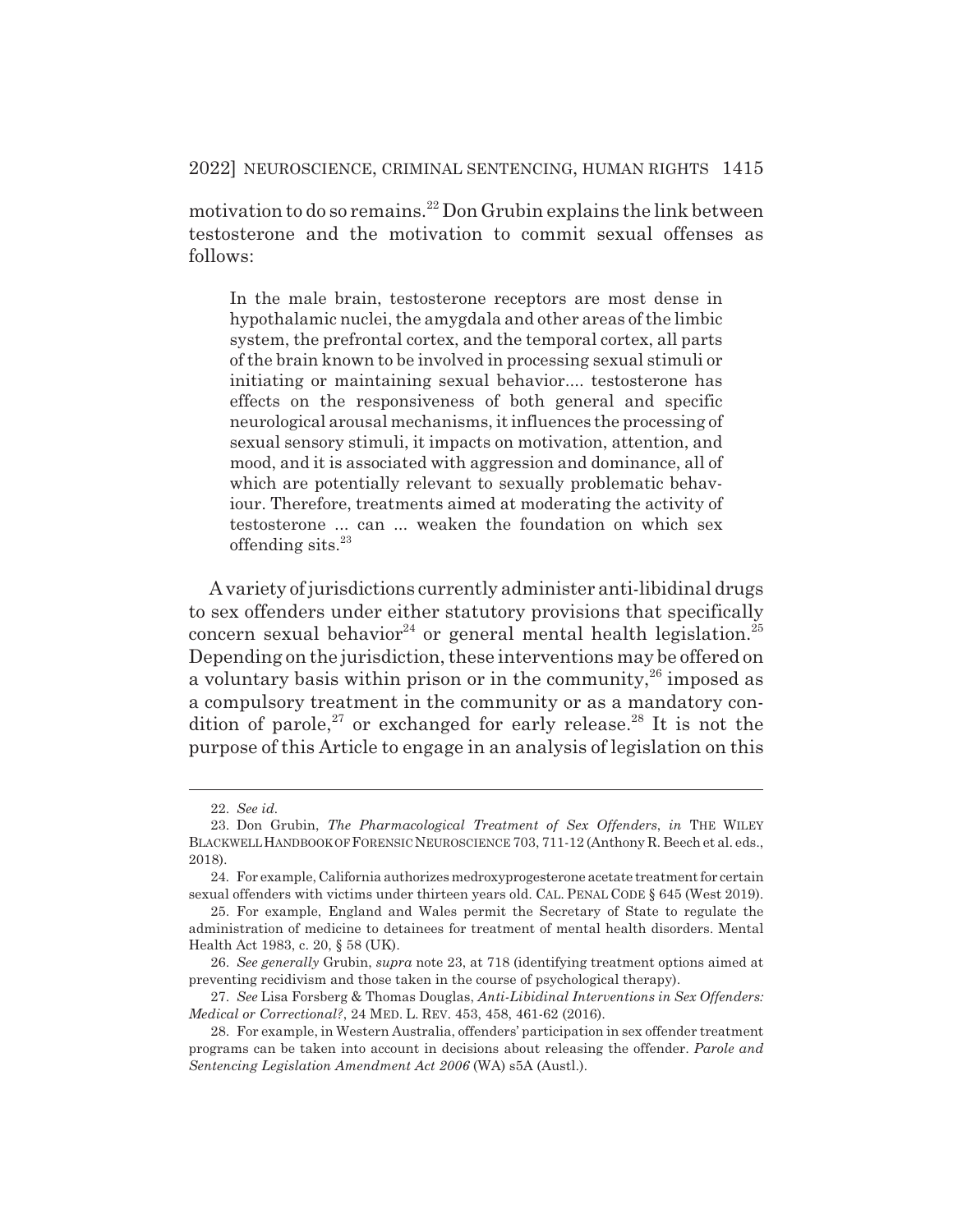motivation to do so remains.[22] Don Grubin explains the link between testosterone and the motivation to commit sexual offenses as follows:

> In the male brain, testosterone receptors are most dense in hypothalamic nuclei, the amygdala and other areas of the limbic system, the prefrontal cortex, and the temporal cortex, all parts of the brain known to be involved in processing sexual stimuli or initiating or maintaining sexual behavior.... testosterone has effects on the responsiveness of both general and specific neurological arousal mechanisms, it influences the processing of sexual sensory stimuli, it impacts on motivation, attention, and mood, and it is associated with aggression and dominance, all of which are potentially relevant to sexually problematic behaviour. Therefore, treatments aimed at moderating the activity of testosterone ... can ... weaken the foundation on which sex offending sits.[23]

A variety of jurisdictions currently administer anti-libidinal drugs to sex offenders under either statutory provisions that specifically concern sexual behavior[24] or general mental health legislation.[25] Depending on the jurisdiction, these interventions may be offered on a voluntary basis within prison or in the community,[26] imposed as a compulsory treatment in the community or as a mandatory condition of parole,[27] or exchanged for early release.[28] It is not the purpose of this Article to engage in an analysis of legislation on this

---

22. *See id.*

23. Don Grubin, *The Pharmacological Treatment of Sex Offenders*, *in* THE WILEY BLACKWELL HANDBOOK OF FORENSIC NEUROSCIENCE 703, 711-12 (Anthony R. Beech et al. eds., 2018).

24. For example, California authorizes medroxyprogesterone acetate treatment for certain sexual offenders with victims under thirteen years old. CAL. PENAL CODE § 645 (West 2019).

25. For example, England and Wales permit the Secretary of State to regulate the administration of medicine to detainees for treatment of mental health disorders. Mental Health Act 1983, c. 20, § 58 (UK).

26. *See generally* Grubin, *supra* note 23, at 718 (identifying treatment options aimed at preventing recidivism and those taken in the course of psychological therapy).

27. *See* Lisa Forsberg & Thomas Douglas, *Anti-Libidinal Interventions in Sex Offenders: Medical or Correctional?*, 24 MED. L. REV. 453, 458, 461-62 (2016).

28. For example, in Western Australia, offenders' participation in sex offender treatment programs can be taken into account in decisions about releasing the offender. *Parole and Sentencing Legislation Amendment Act 2006* (WA) s5A (Austl.).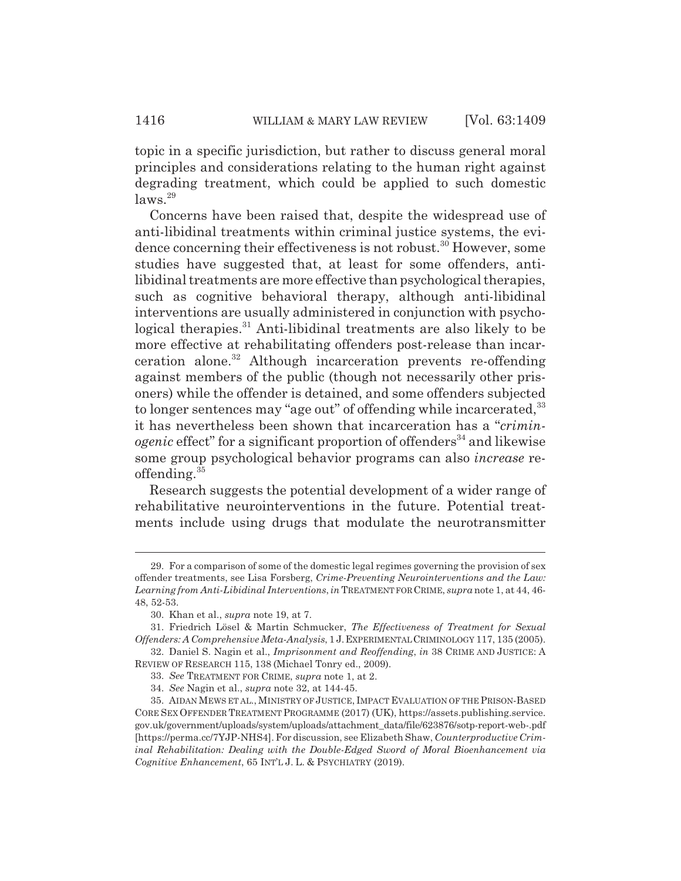topic in a specific jurisdiction, but rather to discuss general moral principles and considerations relating to the human right against degrading treatment, which could be applied to such domestic laws.[29]

Concerns have been raised that, despite the widespread use of anti-libidinal treatments within criminal justice systems, the evidence concerning their effectiveness is not robust.[30] However, some studies have suggested that, at least for some offenders, anti-libidinal treatments are more effective than psychological therapies, such as cognitive behavioral therapy, although anti-libidinal interventions are usually administered in conjunction with psychological therapies.[31] Anti-libidinal treatments are also likely to be more effective at rehabilitating offenders post-release than incarceration alone.[32] Although incarceration prevents re-offending against members of the public (though not necessarily other prisoners) while the offender is detained, and some offenders subjected to longer sentences may "age out" of offending while incarcerated,[33] it has nevertheless been shown that incarceration has a "*criminogenic* effect" for a significant proportion of offenders[34] and likewise some group psychological behavior programs can also *increase* re-offending.[35]

Research suggests the potential development of a wider range of rehabilitative neurointerventions in the future. Potential treatments include using drugs that modulate the neurotransmitter

---

29. For a comparison of some of the domestic legal regimes governing the provision of sex offender treatments, see Lisa Forsberg, *Crime-Preventing Neurointerventions and the Law: Learning from Anti-Libidinal Interventions*, *in* TREATMENT FOR CRIME, *supra* note 1, at 44, 46-48, 52-53.

30. Khan et al., *supra* note 19, at 7.

31. Friedrich Lösel & Martin Schmucker, *The Effectiveness of Treatment for Sexual Offenders: A Comprehensive Meta-Analysis*, 1 J. EXPERIMENTAL CRIMINOLOGY 117, 135 (2005).

32. Daniel S. Nagin et al., *Imprisonment and Reoffending*, *in* 38 CRIME AND JUSTICE: A REVIEW OF RESEARCH 115, 138 (Michael Tonry ed., 2009).

33. *See* TREATMENT FOR CRIME, *supra* note 1, at 2.

34. *See* Nagin et al., *supra* note 32, at 144-45.

35. AIDAN MEWS ET AL., MINISTRY OF JUSTICE, IMPACT EVALUATION OF THE PRISON-BASED CORE SEX OFFENDER TREATMENT PROGRAMME (2017) (UK), https://assets.publishing.service.gov.uk/government/uploads/system/uploads/attachment_data/file/623876/sotp-report-web-.pdf [https://perma.cc/7YJP-NHS4]. For discussion, see Elizabeth Shaw, *Counterproductive Criminal Rehabilitation: Dealing with the Double-Edged Sword of Moral Bioenhancement via Cognitive Enhancement*, 65 INT'L J. L. & PSYCHIATRY (2019).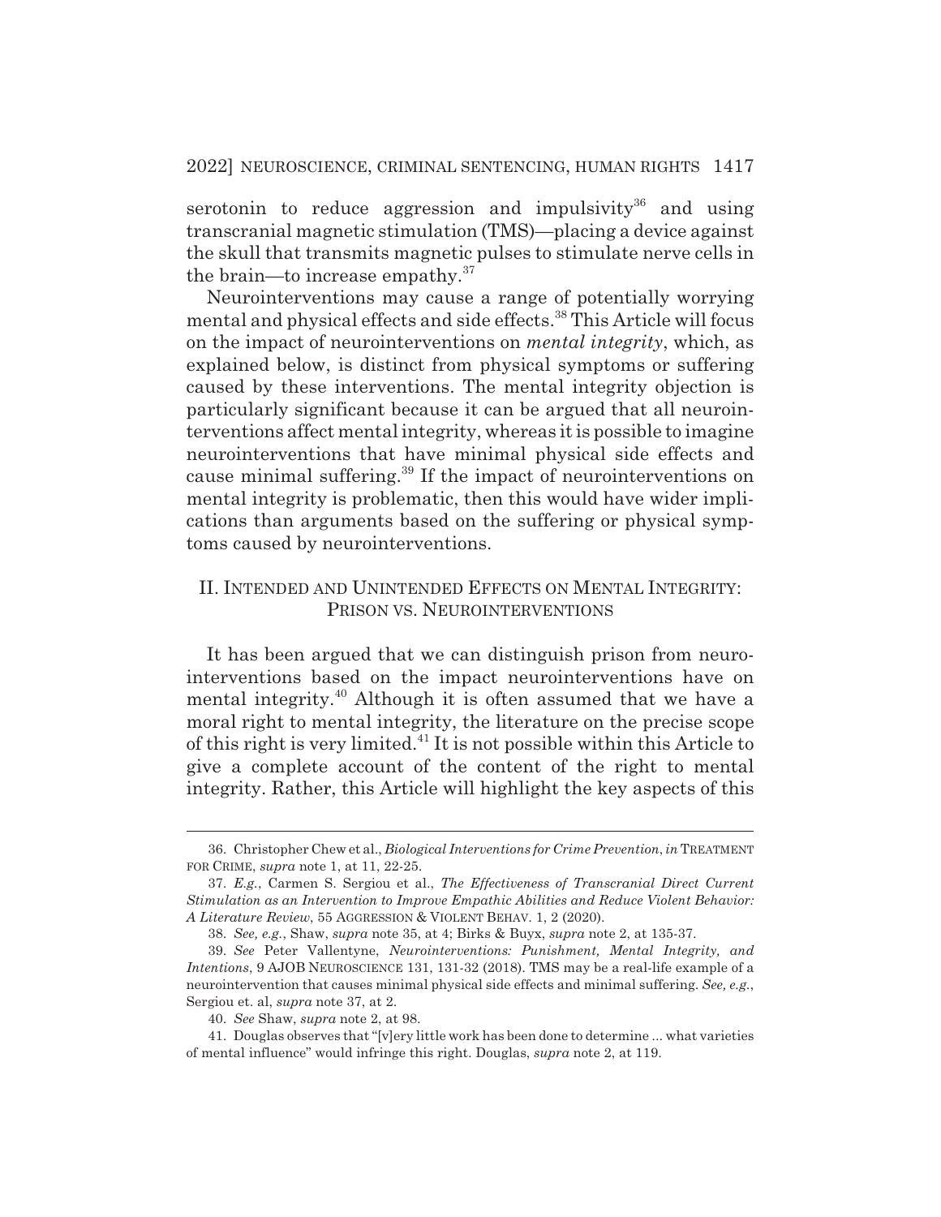serotonin to reduce aggression and impulsivity[36] and using transcranial magnetic stimulation (TMS)—placing a device against the skull that transmits magnetic pulses to stimulate nerve cells in the brain—to increase empathy.[37]

Neurointerventions may cause a range of potentially worrying mental and physical effects and side effects.[38] This Article will focus on the impact of neurointerventions on *mental integrity*, which, as explained below, is distinct from physical symptoms or suffering caused by these interventions. The mental integrity objection is particularly significant because it can be argued that all neurointerventions affect mental integrity, whereas it is possible to imagine neurointerventions that have minimal physical side effects and cause minimal suffering.[39] If the impact of neurointerventions on mental integrity is problematic, then this would have wider implications than arguments based on the suffering or physical symptoms caused by neurointerventions.

## II. INTENDED AND UNINTENDED EFFECTS ON MENTAL INTEGRITY: PRISON VS. NEUROINTERVENTIONS

It has been argued that we can distinguish prison from neurointerventions based on the impact neurointerventions have on mental integrity.[40] Although it is often assumed that we have a moral right to mental integrity, the literature on the precise scope of this right is very limited.[41] It is not possible within this Article to give a complete account of the content of the right to mental integrity. Rather, this Article will highlight the key aspects of this

---

36. Christopher Chew et al., *Biological Interventions for Crime Prevention*, *in* TREATMENT FOR CRIME, *supra* note 1, at 11, 22-25.

37. *E.g.*, Carmen S. Sergiou et al., *The Effectiveness of Transcranial Direct Current Stimulation as an Intervention to Improve Empathic Abilities and Reduce Violent Behavior: A Literature Review*, 55 AGGRESSION & VIOLENT BEHAV. 1, 2 (2020).

38. *See, e.g.*, Shaw, *supra* note 35, at 4; Birks & Buyx, *supra* note 2, at 135-37.

39. *See* Peter Vallentyne, *Neurointerventions: Punishment, Mental Integrity, and Intentions*, 9 AJOB NEUROSCIENCE 131, 131-32 (2018). TMS may be a real-life example of a neurointervention that causes minimal physical side effects and minimal suffering. *See, e.g.*, Sergiou et. al, *supra* note 37, at 2.

40. *See* Shaw, *supra* note 2, at 98.

41. Douglas observes that "[v]ery little work has been done to determine ... what varieties of mental influence" would infringe this right. Douglas, *supra* note 2, at 119.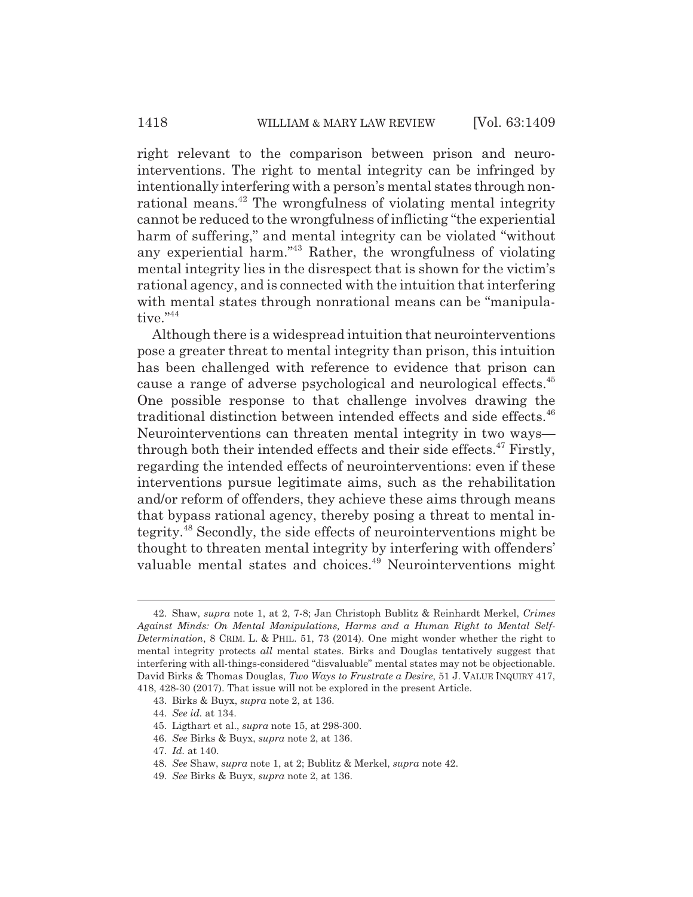right relevant to the comparison between prison and neurointerventions. The right to mental integrity can be infringed by intentionally interfering with a person's mental states through nonrational means.[42] The wrongfulness of violating mental integrity cannot be reduced to the wrongfulness of inflicting "the experiential harm of suffering," and mental integrity can be violated "without any experiential harm."[43] Rather, the wrongfulness of violating mental integrity lies in the disrespect that is shown for the victim's rational agency, and is connected with the intuition that interfering with mental states through nonrational means can be "manipulative."[44]

Although there is a widespread intuition that neurointerventions pose a greater threat to mental integrity than prison, this intuition has been challenged with reference to evidence that prison can cause a range of adverse psychological and neurological effects.[45] One possible response to that challenge involves drawing the traditional distinction between intended effects and side effects.[46] Neurointerventions can threaten mental integrity in two ways—through both their intended effects and their side effects.[47] Firstly, regarding the intended effects of neurointerventions: even if these interventions pursue legitimate aims, such as the rehabilitation and/or reform of offenders, they achieve these aims through means that bypass rational agency, thereby posing a threat to mental integrity.[48] Secondly, the side effects of neurointerventions might be thought to threaten mental integrity by interfering with offenders' valuable mental states and choices.[49] Neurointerventions might

---

42. Shaw, *supra* note 1, at 2, 7-8; Jan Christoph Bublitz & Reinhardt Merkel, *Crimes Against Minds: On Mental Manipulations, Harms and a Human Right to Mental Self-Determination*, 8 CRIM. L. & PHIL. 51, 73 (2014). One might wonder whether the right to mental integrity protects *all* mental states. Birks and Douglas tentatively suggest that interfering with all-things-considered "disvaluable" mental states may not be objectionable. David Birks & Thomas Douglas, *Two Ways to Frustrate a Desire*, 51 J. VALUE INQUIRY 417, 418, 428-30 (2017). That issue will not be explored in the present Article.

43. Birks & Buyx, *supra* note 2, at 136.

44. *See id.* at 134.

45. Ligthart et al., *supra* note 15, at 298-300.

46. *See* Birks & Buyx, *supra* note 2, at 136.

47. *Id.* at 140.

48. *See* Shaw, *supra* note 1, at 2; Bublitz & Merkel, *supra* note 42.

49. *See* Birks & Buyx, *supra* note 2, at 136.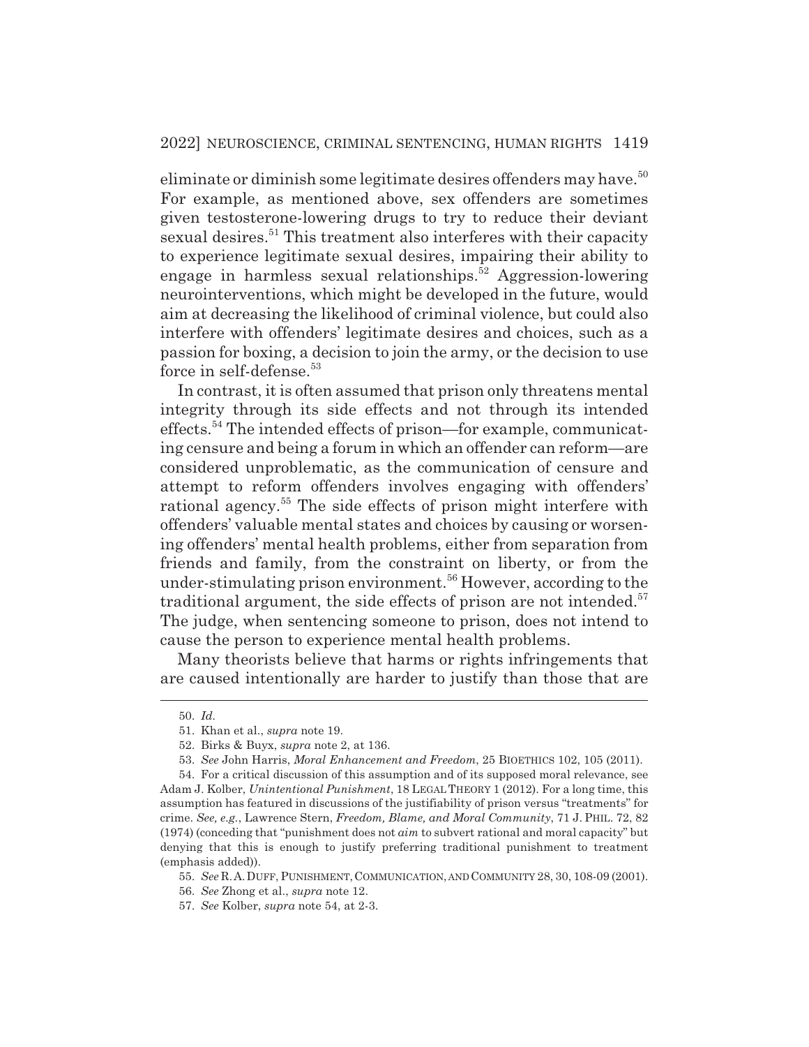eliminate or diminish some legitimate desires offenders may have.[50] For example, as mentioned above, sex offenders are sometimes given testosterone-lowering drugs to try to reduce their deviant sexual desires.[51] This treatment also interferes with their capacity to experience legitimate sexual desires, impairing their ability to engage in harmless sexual relationships.[52] Aggression-lowering neurointerventions, which might be developed in the future, would aim at decreasing the likelihood of criminal violence, but could also interfere with offenders' legitimate desires and choices, such as a passion for boxing, a decision to join the army, or the decision to use force in self-defense.[53]

In contrast, it is often assumed that prison only threatens mental integrity through its side effects and not through its intended effects.[54] The intended effects of prison—for example, communicating censure and being a forum in which an offender can reform—are considered unproblematic, as the communication of censure and attempt to reform offenders involves engaging with offenders' rational agency.[55] The side effects of prison might interfere with offenders' valuable mental states and choices by causing or worsening offenders' mental health problems, either from separation from friends and family, from the constraint on liberty, or from the under-stimulating prison environment.[56] However, according to the traditional argument, the side effects of prison are not intended.[57] The judge, when sentencing someone to prison, does not intend to cause the person to experience mental health problems.

Many theorists believe that harms or rights infringements that are caused intentionally are harder to justify than those that are

---

50. *Id.*

51. Khan et al., *supra* note 19.

52. Birks & Buyx, *supra* note 2, at 136.

53. *See* John Harris, *Moral Enhancement and Freedom*, 25 BIOETHICS 102, 105 (2011).

54. For a critical discussion of this assumption and of its supposed moral relevance, see Adam J. Kolber, *Unintentional Punishment*, 18 LEGAL THEORY 1 (2012). For a long time, this assumption has featured in discussions of the justifiability of prison versus "treatments" for crime. *See, e.g.*, Lawrence Stern, *Freedom, Blame, and Moral Community*, 71 J. PHIL. 72, 82 (1974) (conceding that "punishment does not *aim* to subvert rational and moral capacity" but denying that this is enough to justify preferring traditional punishment to treatment (emphasis added)).

55. *See* R. A. DUFF, PUNISHMENT, COMMUNICATION, AND COMMUNITY 28, 30, 108-09 (2001).

56. *See* Zhong et al., *supra* note 12.

57. *See* Kolber, *supra* note 54, at 2-3.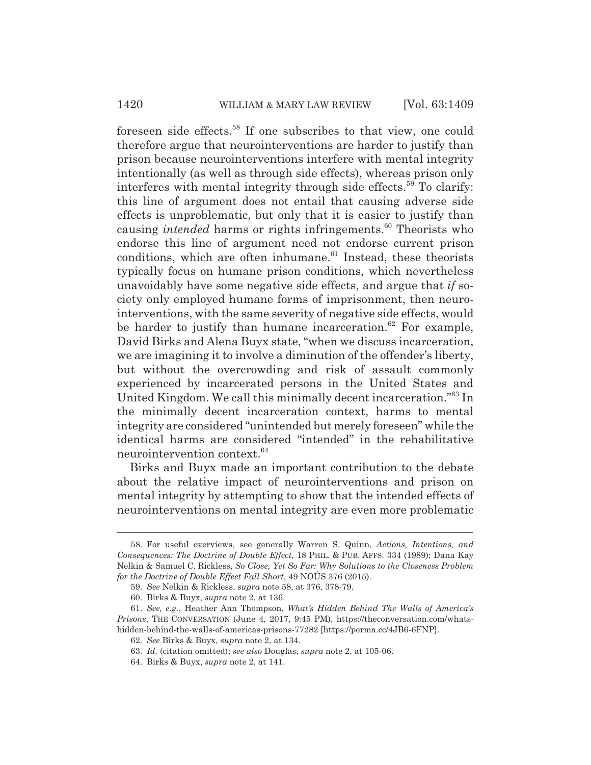foreseen side effects.[58] If one subscribes to that view, one could therefore argue that neurointerventions are harder to justify than prison because neurointerventions interfere with mental integrity intentionally (as well as through side effects), whereas prison only interferes with mental integrity through side effects.[59] To clarify: this line of argument does not entail that causing adverse side effects is unproblematic, but only that it is easier to justify than causing *intended* harms or rights infringements.[60] Theorists who endorse this line of argument need not endorse current prison conditions, which are often inhumane.[61] Instead, these theorists typically focus on humane prison conditions, which nevertheless unavoidably have some negative side effects, and argue that *if* society only employed humane forms of imprisonment, then neurointerventions, with the same severity of negative side effects, would be harder to justify than humane incarceration.[62] For example, David Birks and Alena Buyx state, "when we discuss incarceration, we are imagining it to involve a diminution of the offender's liberty, but without the overcrowding and risk of assault commonly experienced by incarcerated persons in the United States and United Kingdom. We call this minimally decent incarceration."[63] In the minimally decent incarceration context, harms to mental integrity are considered "unintended but merely foreseen" while the identical harms are considered "intended" in the rehabilitative neurointervention context.[64]

Birks and Buyx made an important contribution to the debate about the relative impact of neurointerventions and prison on mental integrity by attempting to show that the intended effects of neurointerventions on mental integrity are even more problematic

---

58. For useful overviews, see generally Warren S. Quinn, *Actions, Intentions, and Consequences: The Doctrine of Double Effect*, 18 PHIL. & PUB. AFFS. 334 (1989); Dana Kay Nelkin & Samuel C. Rickless, *So Close, Yet So Far: Why Solutions to the Closeness Problem for the Doctrine of Double Effect Fall Short*, 49 NOÛS 376 (2015).

59. *See* Nelkin & Rickless, *supra* note 58, at 376, 378-79.

60. Birks & Buyx, *supra* note 2, at 136.

61. *See, e.g.*, Heather Ann Thompson, *What's Hidden Behind The Walls of America's Prisons*, THE CONVERSATION (June 4, 2017, 9:45 PM), https://theconversation.com/whats-hidden-behind-the-walls-of-americas-prisons-77282 [https://perma.cc/4JB6-6FNP].

62. *See* Birks & Buyx, *supra* note 2, at 134.

63. *Id.* (citation omitted); *see also* Douglas, *supra* note 2, at 105-06.

64. Birks & Buyx, *supra* note 2, at 141.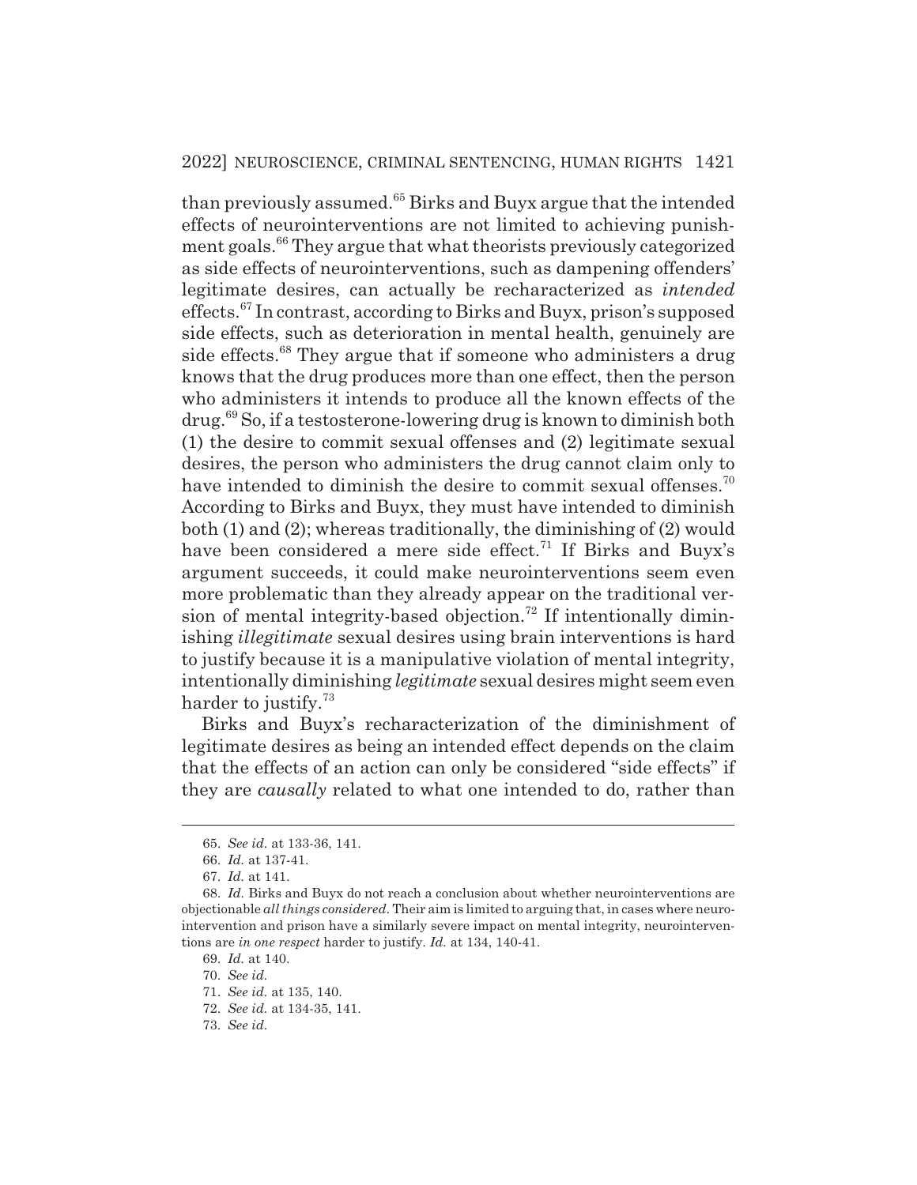than previously assumed.[65] Birks and Buyx argue that the intended effects of neurointerventions are not limited to achieving punishment goals.[66] They argue that what theorists previously categorized as side effects of neurointerventions, such as dampening offenders' legitimate desires, can actually be recharacterized as *intended* effects.[67] In contrast, according to Birks and Buyx, prison's supposed side effects, such as deterioration in mental health, genuinely are side effects.[68] They argue that if someone who administers a drug knows that the drug produces more than one effect, then the person who administers it intends to produce all the known effects of the drug.[69] So, if a testosterone-lowering drug is known to diminish both (1) the desire to commit sexual offenses and (2) legitimate sexual desires, the person who administers the drug cannot claim only to have intended to diminish the desire to commit sexual offenses.[70] According to Birks and Buyx, they must have intended to diminish both (1) and (2); whereas traditionally, the diminishing of (2) would have been considered a mere side effect.[71] If Birks and Buyx's argument succeeds, it could make neurointerventions seem even more problematic than they already appear on the traditional version of mental integrity-based objection.[72] If intentionally diminishing *illegitimate* sexual desires using brain interventions is hard to justify because it is a manipulative violation of mental integrity, intentionally diminishing *legitimate* sexual desires might seem even harder to justify.[73]

Birks and Buyx's recharacterization of the diminishment of legitimate desires as being an intended effect depends on the claim that the effects of an action can only be considered "side effects" if they are *causally* related to what one intended to do, rather than

65. *See id.* at 133-36, 141.

66. *Id.* at 137-41.

67. *Id.* at 141.

68. *Id.* Birks and Buyx do not reach a conclusion about whether neurointerventions are objectionable *all things considered*. Their aim is limited to arguing that, in cases where neurointervention and prison have a similarly severe impact on mental integrity, neurointerventions are *in one respect* harder to justify. *Id.* at 134, 140-41.

69. *Id.* at 140.

70. *See id.*

71. *See id.* at 135, 140.

72. *See id.* at 134-35, 141.

73. *See id.*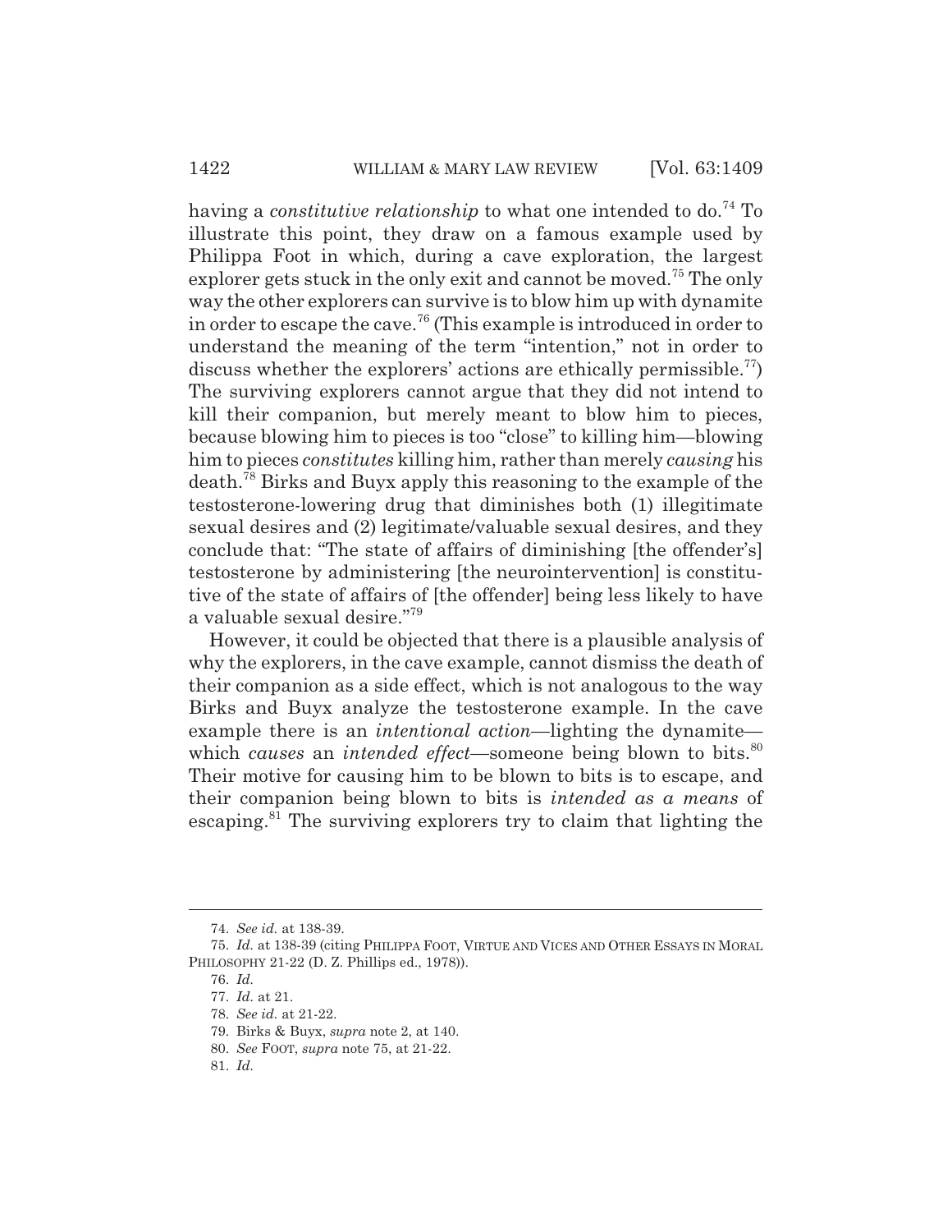having a *constitutive relationship* to what one intended to do.[74] To illustrate this point, they draw on a famous example used by Philippa Foot in which, during a cave exploration, the largest explorer gets stuck in the only exit and cannot be moved.[75] The only way the other explorers can survive is to blow him up with dynamite in order to escape the cave.[76] (This example is introduced in order to understand the meaning of the term "intention," not in order to discuss whether the explorers' actions are ethically permissible.[77]) The surviving explorers cannot argue that they did not intend to kill their companion, but merely meant to blow him to pieces, because blowing him to pieces is too "close" to killing him—blowing him to pieces *constitutes* killing him, rather than merely *causing* his death.[78] Birks and Buyx apply this reasoning to the example of the testosterone-lowering drug that diminishes both (1) illegitimate sexual desires and (2) legitimate/valuable sexual desires, and they conclude that: "The state of affairs of diminishing [the offender's] testosterone by administering [the neurointervention] is constitutive of the state of affairs of [the offender] being less likely to have a valuable sexual desire."[79]

However, it could be objected that there is a plausible analysis of why the explorers, in the cave example, cannot dismiss the death of their companion as a side effect, which is not analogous to the way Birks and Buyx analyze the testosterone example. In the cave example there is an *intentional action*—lighting the dynamite—which *causes* an *intended effect*—someone being blown to bits.[80] Their motive for causing him to be blown to bits is to escape, and their companion being blown to bits is *intended as a means* of escaping.[81] The surviving explorers try to claim that lighting the

---

74. *See id.* at 138-39.

75. *Id.* at 138-39 (citing PHILIPPA FOOT, VIRTUE AND VICES AND OTHER ESSAYS IN MORAL PHILOSOPHY 21-22 (D. Z. Phillips ed., 1978)).

76. *Id.*

77. *Id.* at 21.

78. *See id.* at 21-22.

79. Birks & Buyx, *supra* note 2, at 140.

80. *See* FOOT, *supra* note 75, at 21-22.

81. *Id.*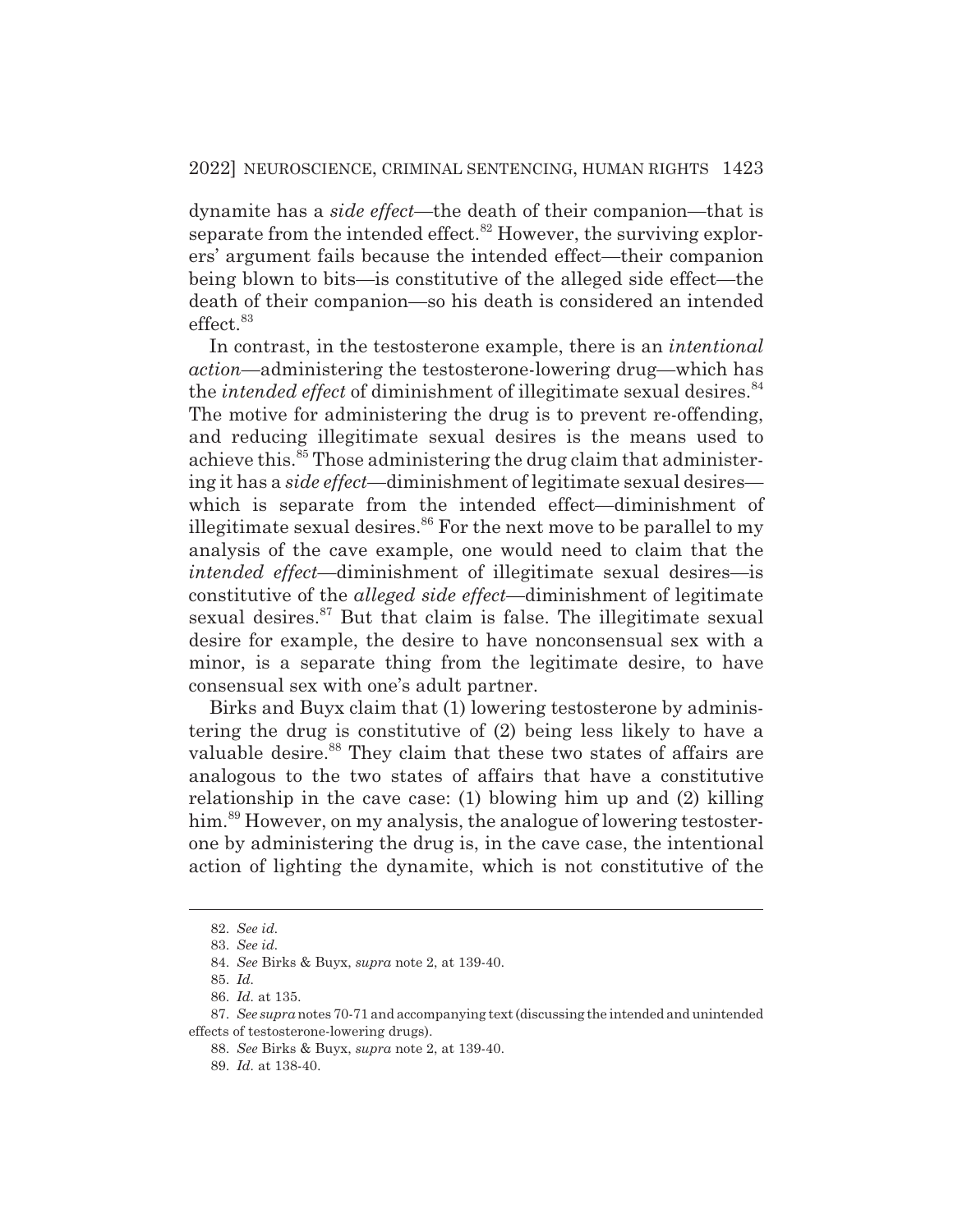dynamite has a *side effect*—the death of their companion—that is separate from the intended effect.[82] However, the surviving explorers' argument fails because the intended effect—their companion being blown to bits—is constitutive of the alleged side effect—the death of their companion—so his death is considered an intended effect.[83]

In contrast, in the testosterone example, there is an *intentional action*—administering the testosterone-lowering drug—which has the *intended effect* of diminishment of illegitimate sexual desires.[84] The motive for administering the drug is to prevent re-offending, and reducing illegitimate sexual desires is the means used to achieve this.[85] Those administering the drug claim that administering it has a *side effect*—diminishment of legitimate sexual desires—which is separate from the intended effect—diminishment of illegitimate sexual desires.[86] For the next move to be parallel to my analysis of the cave example, one would need to claim that the *intended effect*—diminishment of illegitimate sexual desires—is constitutive of the *alleged side effect*—diminishment of legitimate sexual desires.[87] But that claim is false. The illegitimate sexual desire for example, the desire to have nonconsensual sex with a minor, is a separate thing from the legitimate desire, to have consensual sex with one's adult partner.

Birks and Buyx claim that (1) lowering testosterone by administering the drug is constitutive of (2) being less likely to have a valuable desire.[88] They claim that these two states of affairs are analogous to the two states of affairs that have a constitutive relationship in the cave case: (1) blowing him up and (2) killing him.[89] However, on my analysis, the analogue of lowering testosterone by administering the drug is, in the cave case, the intentional action of lighting the dynamite, which is not constitutive of the

---

82. *See id.*

83. *See id.*

84. *See* Birks & Buyx, *supra* note 2, at 139-40.

85. *Id.*

86. *Id.* at 135.

87. *See supra* notes 70-71 and accompanying text (discussing the intended and unintended effects of testosterone-lowering drugs).

88. *See* Birks & Buyx, *supra* note 2, at 139-40.

89. *Id.* at 138-40.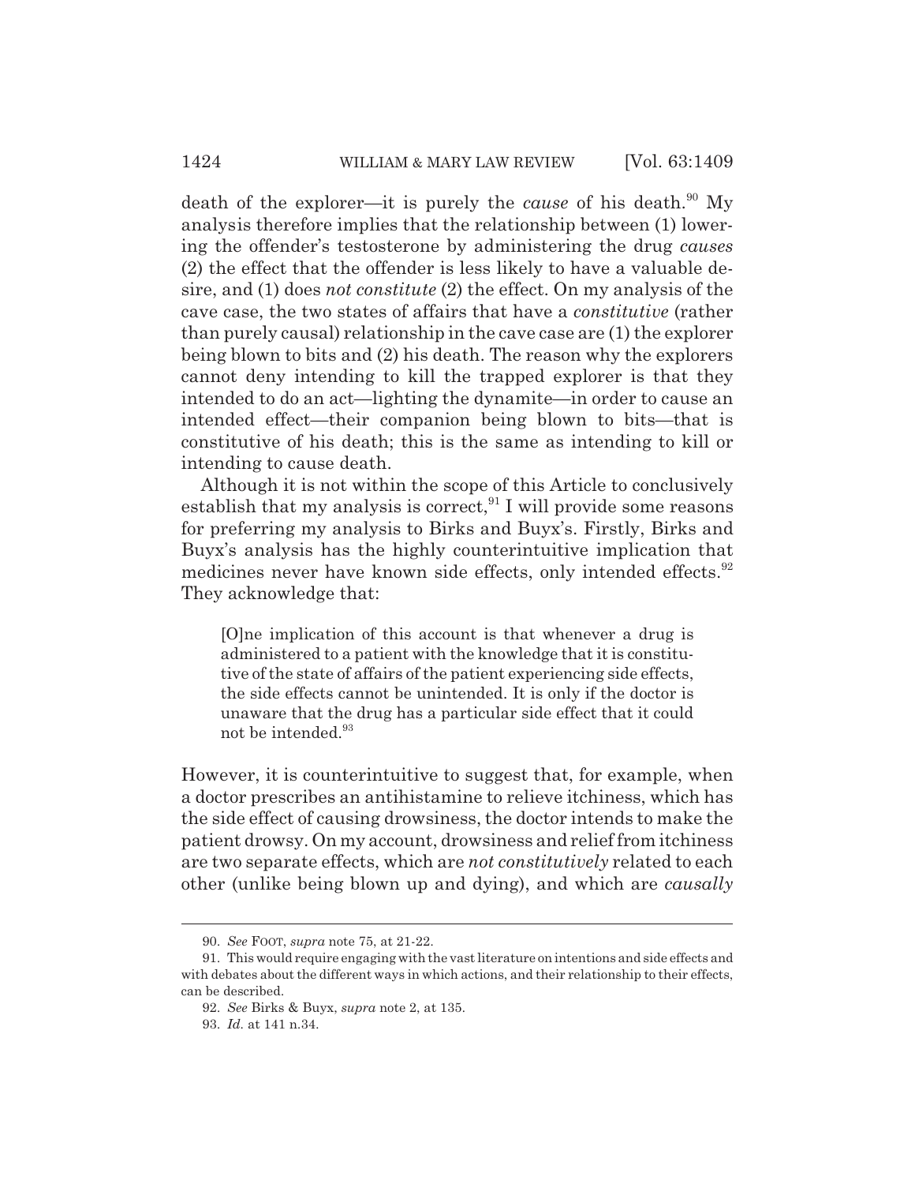death of the explorer—it is purely the *cause* of his death.[90] My analysis therefore implies that the relationship between (1) lowering the offender's testosterone by administering the drug *causes* (2) the effect that the offender is less likely to have a valuable desire, and (1) does *not constitute* (2) the effect. On my analysis of the cave case, the two states of affairs that have a *constitutive* (rather than purely causal) relationship in the cave case are (1) the explorer being blown to bits and (2) his death. The reason why the explorers cannot deny intending to kill the trapped explorer is that they intended to do an act—lighting the dynamite—in order to cause an intended effect—their companion being blown to bits—that is constitutive of his death; this is the same as intending to kill or intending to cause death.

Although it is not within the scope of this Article to conclusively establish that my analysis is correct,[91] I will provide some reasons for preferring my analysis to Birks and Buyx's. Firstly, Birks and Buyx's analysis has the highly counterintuitive implication that medicines never have known side effects, only intended effects.[92] They acknowledge that:

> [O]ne implication of this account is that whenever a drug is administered to a patient with the knowledge that it is constitutive of the state of affairs of the patient experiencing side effects, the side effects cannot be unintended. It is only if the doctor is unaware that the drug has a particular side effect that it could not be intended.[93]

However, it is counterintuitive to suggest that, for example, when a doctor prescribes an antihistamine to relieve itchiness, which has the side effect of causing drowsiness, the doctor intends to make the patient drowsy. On my account, drowsiness and relief from itchiness are two separate effects, which are *not constitutively* related to each other (unlike being blown up and dying), and which are *causally*

---

90. *See* FOOT, *supra* note 75, at 21-22.

91. This would require engaging with the vast literature on intentions and side effects and with debates about the different ways in which actions, and their relationship to their effects, can be described.

92. *See* Birks & Buyx, *supra* note 2, at 135.

93. *Id.* at 141 n.34.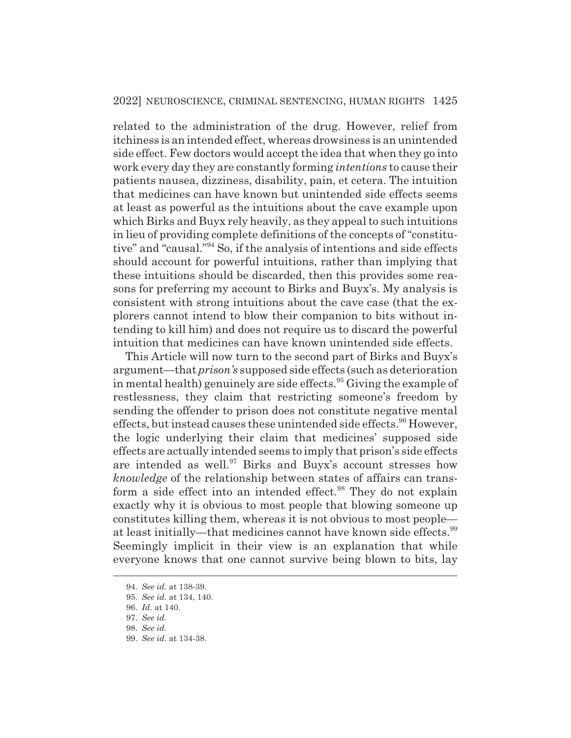related to the administration of the drug. However, relief from itchiness is an intended effect, whereas drowsiness is an unintended side effect. Few doctors would accept the idea that when they go into work every day they are constantly forming *intentions* to cause their patients nausea, dizziness, disability, pain, et cetera. The intuition that medicines can have known but unintended side effects seems at least as powerful as the intuitions about the cave example upon which Birks and Buyx rely heavily, as they appeal to such intuitions in lieu of providing complete definitions of the concepts of "constitutive" and "causal."[94] So, if the analysis of intentions and side effects should account for powerful intuitions, rather than implying that these intuitions should be discarded, then this provides some reasons for preferring my account to Birks and Buyx's. My analysis is consistent with strong intuitions about the cave case (that the explorers cannot intend to blow their companion to bits without intending to kill him) and does not require us to discard the powerful intuition that medicines can have known unintended side effects.

This Article will now turn to the second part of Birks and Buyx's argument—that *prison's* supposed side effects (such as deterioration in mental health) genuinely are side effects.[95] Giving the example of restlessness, they claim that restricting someone's freedom by sending the offender to prison does not constitute negative mental effects, but instead causes these unintended side effects.[96] However, the logic underlying their claim that medicines' supposed side effects are actually intended seems to imply that prison's side effects are intended as well.[97] Birks and Buyx's account stresses how *knowledge* of the relationship between states of affairs can transform a side effect into an intended effect.[98] They do not explain exactly why it is obvious to most people that blowing someone up constitutes killing them, whereas it is not obvious to most people—at least initially—that medicines cannot have known side effects.[99] Seemingly implicit in their view is an explanation that while everyone knows that one cannot survive being blown to bits, lay

94. *See id.* at 138-39.

95. *See id.* at 134, 140.

96. *Id.* at 140.

97. *See id.*

98. *See id.*

99. *See id.* at 134-38.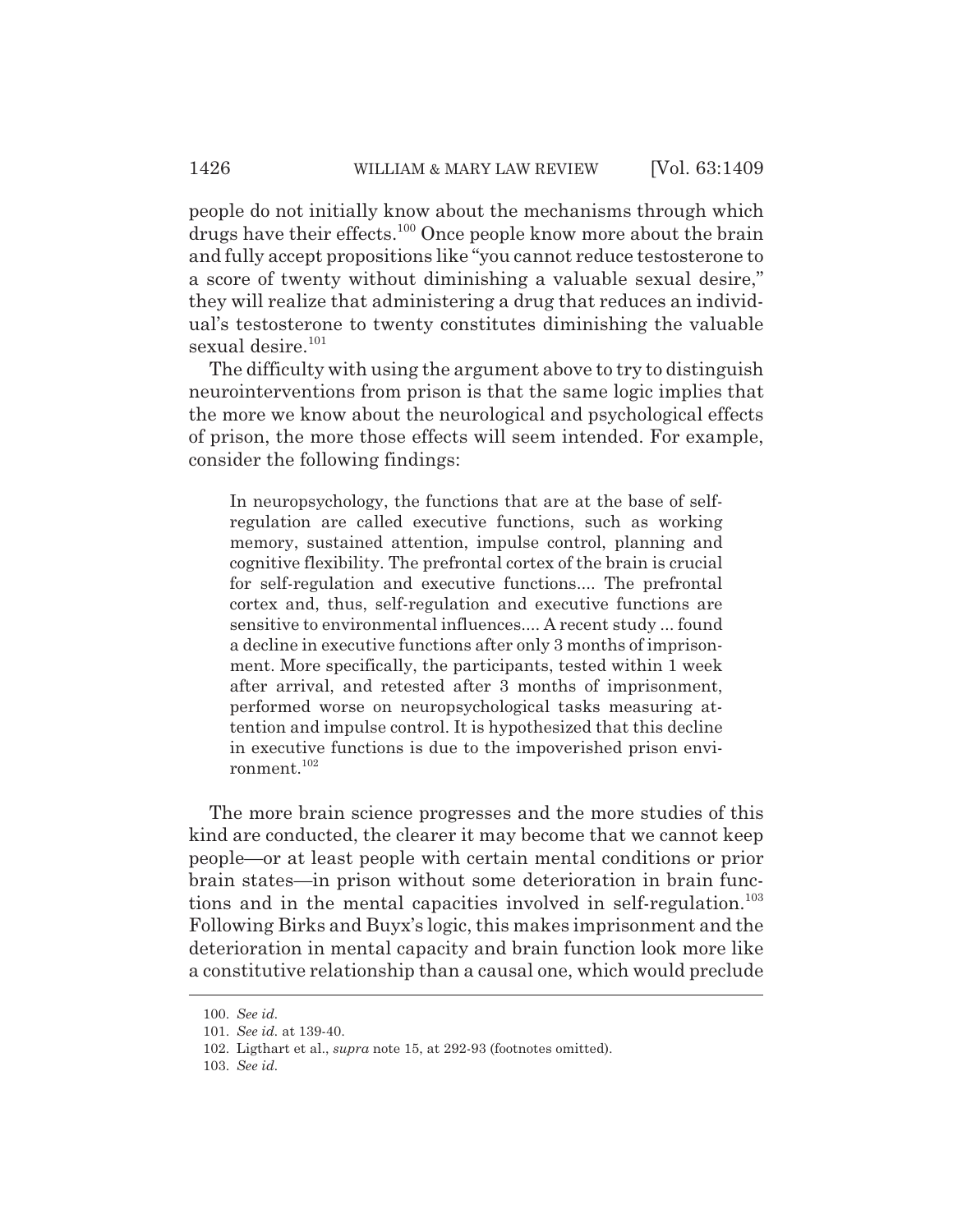people do not initially know about the mechanisms through which drugs have their effects.[100] Once people know more about the brain and fully accept propositions like "you cannot reduce testosterone to a score of twenty without diminishing a valuable sexual desire," they will realize that administering a drug that reduces an individual's testosterone to twenty constitutes diminishing the valuable sexual desire.[101]

The difficulty with using the argument above to try to distinguish neurointerventions from prison is that the same logic implies that the more we know about the neurological and psychological effects of prison, the more those effects will seem intended. For example, consider the following findings:

> In neuropsychology, the functions that are at the base of self-regulation are called executive functions, such as working memory, sustained attention, impulse control, planning and cognitive flexibility. The prefrontal cortex of the brain is crucial for self-regulation and executive functions.... The prefrontal cortex and, thus, self-regulation and executive functions are sensitive to environmental influences.... A recent study ... found a decline in executive functions after only 3 months of imprisonment. More specifically, the participants, tested within 1 week after arrival, and retested after 3 months of imprisonment, performed worse on neuropsychological tasks measuring attention and impulse control. It is hypothesized that this decline in executive functions is due to the impoverished prison environment.[102]

The more brain science progresses and the more studies of this kind are conducted, the clearer it may become that we cannot keep people—or at least people with certain mental conditions or prior brain states—in prison without some deterioration in brain functions and in the mental capacities involved in self-regulation.[103] Following Birks and Buyx's logic, this makes imprisonment and the deterioration in mental capacity and brain function look more like a constitutive relationship than a causal one, which would preclude

---

100. *See id.*

101. *See id.* at 139-40.

102. Ligthart et al., *supra* note 15, at 292-93 (footnotes omitted).

103. *See id.*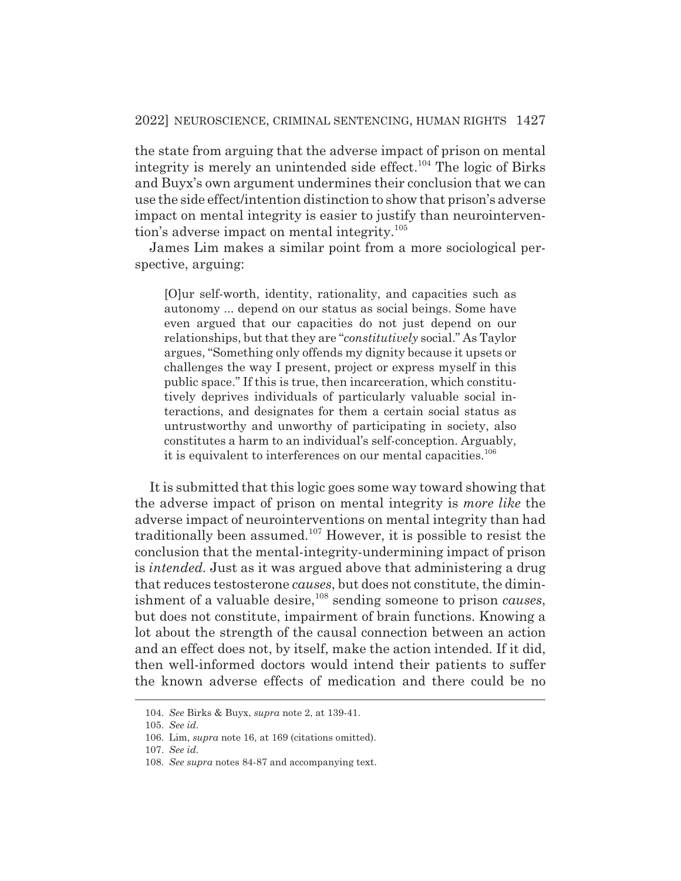the state from arguing that the adverse impact of prison on mental integrity is merely an unintended side effect.[104] The logic of Birks and Buyx's own argument undermines their conclusion that we can use the side effect/intention distinction to show that prison's adverse impact on mental integrity is easier to justify than neurointervention's adverse impact on mental integrity.[105]

James Lim makes a similar point from a more sociological perspective, arguing:

> [O]ur self-worth, identity, rationality, and capacities such as autonomy ... depend on our status as social beings. Some have even argued that our capacities do not just depend on our relationships, but that they are "*constitutively* social." As Taylor argues, "Something only offends my dignity because it upsets or challenges the way I present, project or express myself in this public space." If this is true, then incarceration, which constitutively deprives individuals of particularly valuable social interactions, and designates for them a certain social status as untrustworthy and unworthy of participating in society, also constitutes a harm to an individual's self-conception. Arguably, it is equivalent to interferences on our mental capacities.[106]

It is submitted that this logic goes some way toward showing that the adverse impact of prison on mental integrity is *more like* the adverse impact of neurointerventions on mental integrity than had traditionally been assumed.[107] However, it is possible to resist the conclusion that the mental-integrity-undermining impact of prison is *intended*. Just as it was argued above that administering a drug that reduces testosterone *causes*, but does not constitute, the diminishment of a valuable desire,[108] sending someone to prison *causes*, but does not constitute, impairment of brain functions. Knowing a lot about the strength of the causal connection between an action and an effect does not, by itself, make the action intended. If it did, then well-informed doctors would intend their patients to suffer the known adverse effects of medication and there could be no

---

104. *See* Birks & Buyx, *supra* note 2, at 139-41.

105. *See id.*

106. Lim, *supra* note 16, at 169 (citations omitted).

107. *See id.*

108. *See supra* notes 84-87 and accompanying text.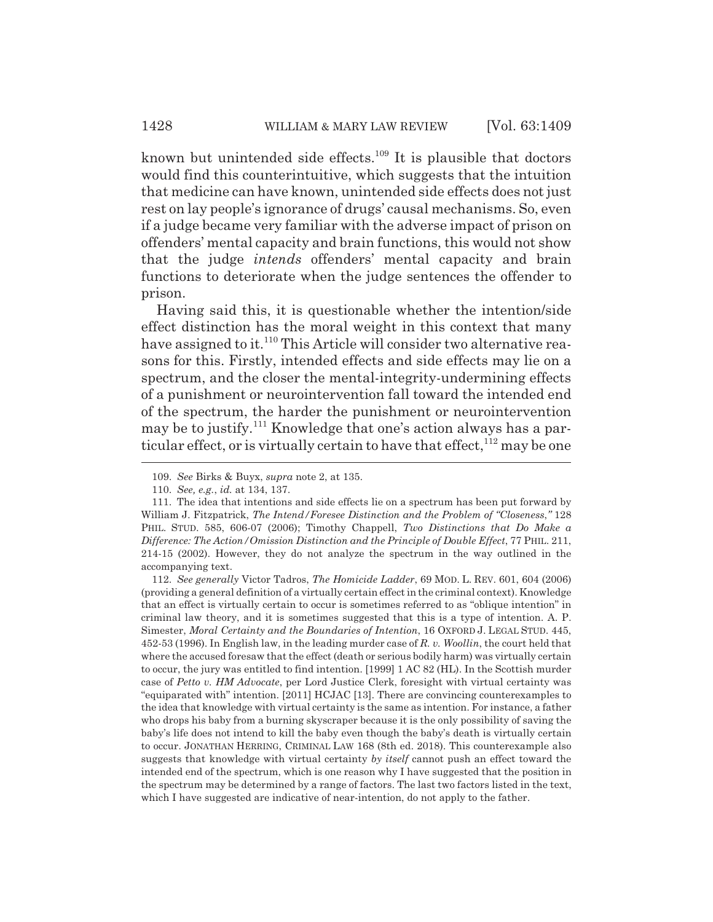known but unintended side effects.[109] It is plausible that doctors would find this counterintuitive, which suggests that the intuition that medicine can have known, unintended side effects does not just rest on lay people's ignorance of drugs' causal mechanisms. So, even if a judge became very familiar with the adverse impact of prison on offenders' mental capacity and brain functions, this would not show that the judge *intends* offenders' mental capacity and brain functions to deteriorate when the judge sentences the offender to prison.

Having said this, it is questionable whether the intention/side effect distinction has the moral weight in this context that many have assigned to it.[110] This Article will consider two alternative reasons for this. Firstly, intended effects and side effects may lie on a spectrum, and the closer the mental-integrity-undermining effects of a punishment or neurointervention fall toward the intended end of the spectrum, the harder the punishment or neurointervention may be to justify.[111] Knowledge that one's action always has a particular effect, or is virtually certain to have that effect,[112] may be one

---

109. *See* Birks & Buyx, *supra* note 2, at 135.

110. *See, e.g.*, *id.* at 134, 137.

111. The idea that intentions and side effects lie on a spectrum has been put forward by William J. Fitzpatrick, *The Intend/Foresee Distinction and the Problem of "Closeness*,*"* 128 PHIL. STUD. 585, 606-07 (2006); Timothy Chappell, *Two Distinctions that Do Make a Difference: The Action/Omission Distinction and the Principle of Double Effect*, 77 PHIL. 211, 214-15 (2002). However, they do not analyze the spectrum in the way outlined in the accompanying text.

112. *See generally* Victor Tadros, *The Homicide Ladder*, 69 MOD. L. REV. 601, 604 (2006) (providing a general definition of a virtually certain effect in the criminal context). Knowledge that an effect is virtually certain to occur is sometimes referred to as "oblique intention" in criminal law theory, and it is sometimes suggested that this is a type of intention. A. P. Simester, *Moral Certainty and the Boundaries of Intention*, 16 OXFORD J. LEGAL STUD. 445, 452-53 (1996). In English law, in the leading murder case of *R. v. Woollin*, the court held that where the accused foresaw that the effect (death or serious bodily harm) was virtually certain to occur, the jury was entitled to find intention. [1999] 1 AC 82 (HL). In the Scottish murder case of *Petto v. HM Advocate*, per Lord Justice Clerk, foresight with virtual certainty was "equiparated with" intention. [2011] HCJAC [13]. There are convincing counterexamples to the idea that knowledge with virtual certainty is the same as intention. For instance, a father who drops his baby from a burning skyscraper because it is the only possibility of saving the baby's life does not intend to kill the baby even though the baby's death is virtually certain to occur. JONATHAN HERRING, CRIMINAL LAW 168 (8th ed. 2018). This counterexample also suggests that knowledge with virtual certainty *by itself* cannot push an effect toward the intended end of the spectrum, which is one reason why I have suggested that the position in the spectrum may be determined by a range of factors. The last two factors listed in the text, which I have suggested are indicative of near-intention, do not apply to the father.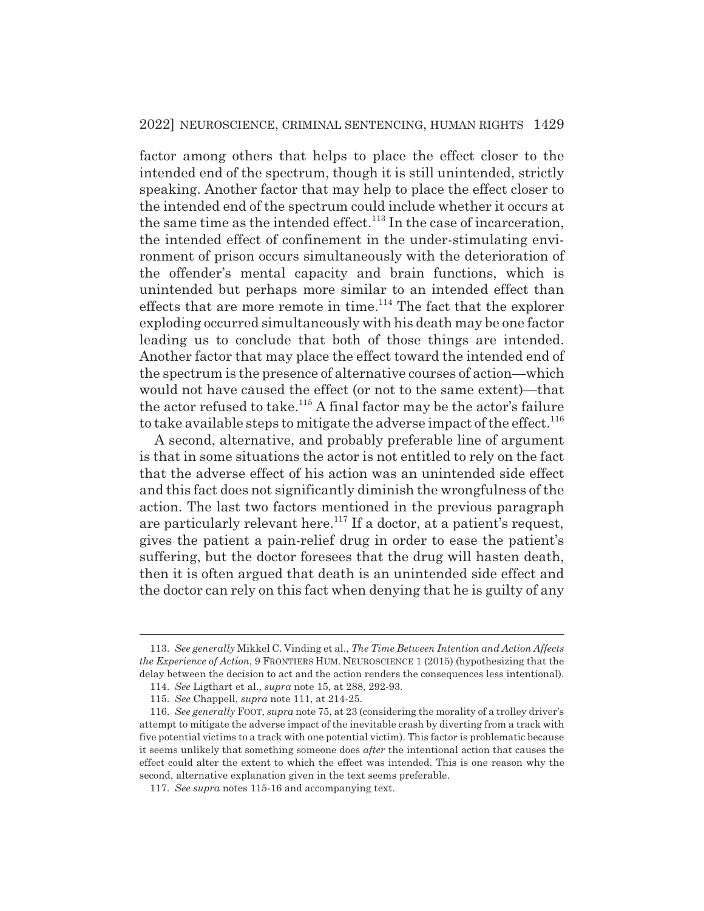factor among others that helps to place the effect closer to the intended end of the spectrum, though it is still unintended, strictly speaking. Another factor that may help to place the effect closer to the intended end of the spectrum could include whether it occurs at the same time as the intended effect.[113] In the case of incarceration, the intended effect of confinement in the under-stimulating environment of prison occurs simultaneously with the deterioration of the offender's mental capacity and brain functions, which is unintended but perhaps more similar to an intended effect than effects that are more remote in time.[114] The fact that the explorer exploding occurred simultaneously with his death may be one factor leading us to conclude that both of those things are intended. Another factor that may place the effect toward the intended end of the spectrum is the presence of alternative courses of action—which would not have caused the effect (or not to the same extent)—that the actor refused to take.[115] A final factor may be the actor's failure to take available steps to mitigate the adverse impact of the effect.[116]

A second, alternative, and probably preferable line of argument is that in some situations the actor is not entitled to rely on the fact that the adverse effect of his action was an unintended side effect and this fact does not significantly diminish the wrongfulness of the action. The last two factors mentioned in the previous paragraph are particularly relevant here.[117] If a doctor, at a patient's request, gives the patient a pain-relief drug in order to ease the patient's suffering, but the doctor foresees that the drug will hasten death, then it is often argued that death is an unintended side effect and the doctor can rely on this fact when denying that he is guilty of any

---

113. *See generally* Mikkel C. Vinding et al., *The Time Between Intention and Action Affects the Experience of Action*, 9 FRONTIERS HUM. NEUROSCIENCE 1 (2015) (hypothesizing that the delay between the decision to act and the action renders the consequences less intentional).

114. *See* Ligthart et al., *supra* note 15, at 288, 292-93.

115. *See* Chappell, *supra* note 111, at 214-25.

116. *See generally* FOOT, *supra* note 75, at 23 (considering the morality of a trolley driver's attempt to mitigate the adverse impact of the inevitable crash by diverting from a track with five potential victims to a track with one potential victim). This factor is problematic because it seems unlikely that something someone does *after* the intentional action that causes the effect could alter the extent to which the effect was intended. This is one reason why the second, alternative explanation given in the text seems preferable.

117. *See supra* notes 115-16 and accompanying text.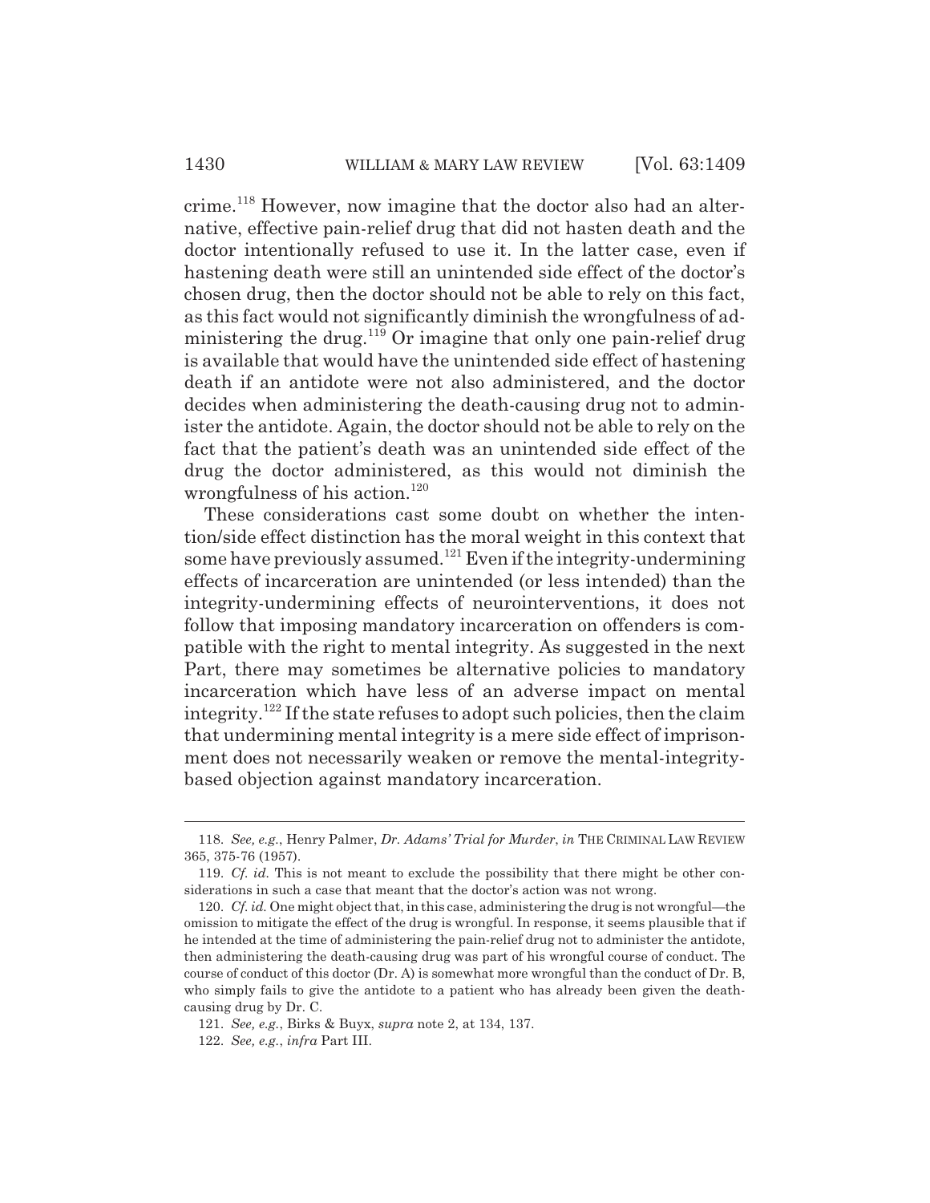crime.[118] However, now imagine that the doctor also had an alternative, effective pain-relief drug that did not hasten death and the doctor intentionally refused to use it. In the latter case, even if hastening death were still an unintended side effect of the doctor's chosen drug, then the doctor should not be able to rely on this fact, as this fact would not significantly diminish the wrongfulness of administering the drug.[119] Or imagine that only one pain-relief drug is available that would have the unintended side effect of hastening death if an antidote were not also administered, and the doctor decides when administering the death-causing drug not to administer the antidote. Again, the doctor should not be able to rely on the fact that the patient's death was an unintended side effect of the drug the doctor administered, as this would not diminish the wrongfulness of his action.[120]

These considerations cast some doubt on whether the intention/side effect distinction has the moral weight in this context that some have previously assumed.[121] Even if the integrity-undermining effects of incarceration are unintended (or less intended) than the integrity-undermining effects of neurointerventions, it does not follow that imposing mandatory incarceration on offenders is compatible with the right to mental integrity. As suggested in the next Part, there may sometimes be alternative policies to mandatory incarceration which have less of an adverse impact on mental integrity.[122] If the state refuses to adopt such policies, then the claim that undermining mental integrity is a mere side effect of imprisonment does not necessarily weaken or remove the mental-integrity-based objection against mandatory incarceration.

---

118. *See, e.g.*, Henry Palmer, *Dr. Adams' Trial for Murder*, *in* THE CRIMINAL LAW REVIEW 365, 375-76 (1957).

119. *Cf. id.* This is not meant to exclude the possibility that there might be other considerations in such a case that meant that the doctor's action was not wrong.

120. *Cf. id.* One might object that, in this case, administering the drug is not wrongful—the omission to mitigate the effect of the drug is wrongful. In response, it seems plausible that if he intended at the time of administering the pain-relief drug not to administer the antidote, then administering the death-causing drug was part of his wrongful course of conduct. The course of conduct of this doctor (Dr. A) is somewhat more wrongful than the conduct of Dr. B, who simply fails to give the antidote to a patient who has already been given the death-causing drug by Dr. C.

121. *See, e.g.*, Birks & Buyx, *supra* note 2, at 134, 137.

122. *See, e.g.*, *infra* Part III.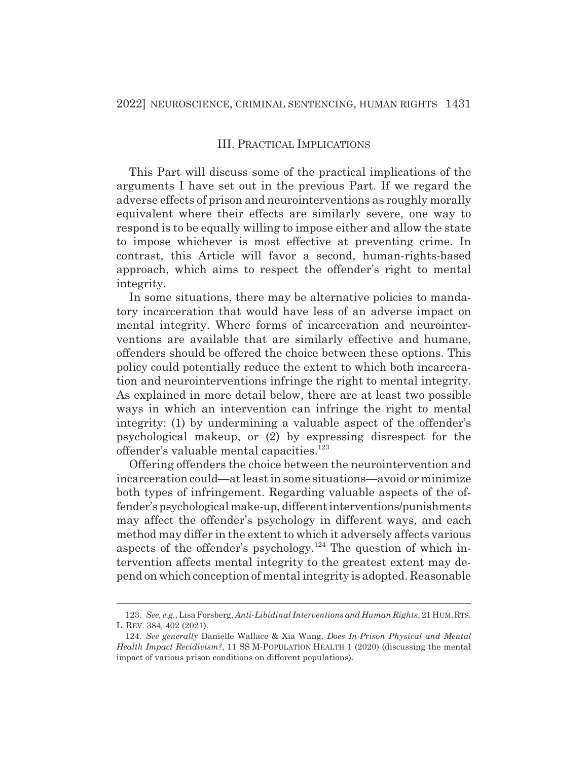## III. PRACTICAL IMPLICATIONS

This Part will discuss some of the practical implications of the arguments I have set out in the previous Part. If we regard the adverse effects of prison and neurointerventions as roughly morally equivalent where their effects are similarly severe, one way to respond is to be equally willing to impose either and allow the state to impose whichever is most effective at preventing crime. In contrast, this Article will favor a second, human-rights-based approach, which aims to respect the offender's right to mental integrity.

In some situations, there may be alternative policies to mandatory incarceration that would have less of an adverse impact on mental integrity. Where forms of incarceration and neurointerventions are available that are similarly effective and humane, offenders should be offered the choice between these options. This policy could potentially reduce the extent to which both incarceration and neurointerventions infringe the right to mental integrity. As explained in more detail below, there are at least two possible ways in which an intervention can infringe the right to mental integrity: (1) by undermining a valuable aspect of the offender's psychological makeup, or (2) by expressing disrespect for the offender's valuable mental capacities.[123]

Offering offenders the choice between the neurointervention and incarceration could—at least in some situations—avoid or minimize both types of infringement. Regarding valuable aspects of the offender's psychological make-up, different interventions/punishments may affect the offender's psychology in different ways, and each method may differ in the extent to which it adversely affects various aspects of the offender's psychology.[124] The question of which intervention affects mental integrity to the greatest extent may depend on which conception of mental integrity is adopted. Reasonable

---

123. *See, e.g.*, Lisa Forsberg, *Anti-Libidinal Interventions and Human Rights*, 21 HUM. RTS. L. REV. 384, 402 (2021).

124. *See generally* Danielle Wallace & Xia Wang, *Does In-Prison Physical and Mental Health Impact Recidivism?*, 11 SS M-POPULATION HEALTH 1 (2020) (discussing the mental impact of various prison conditions on different populations).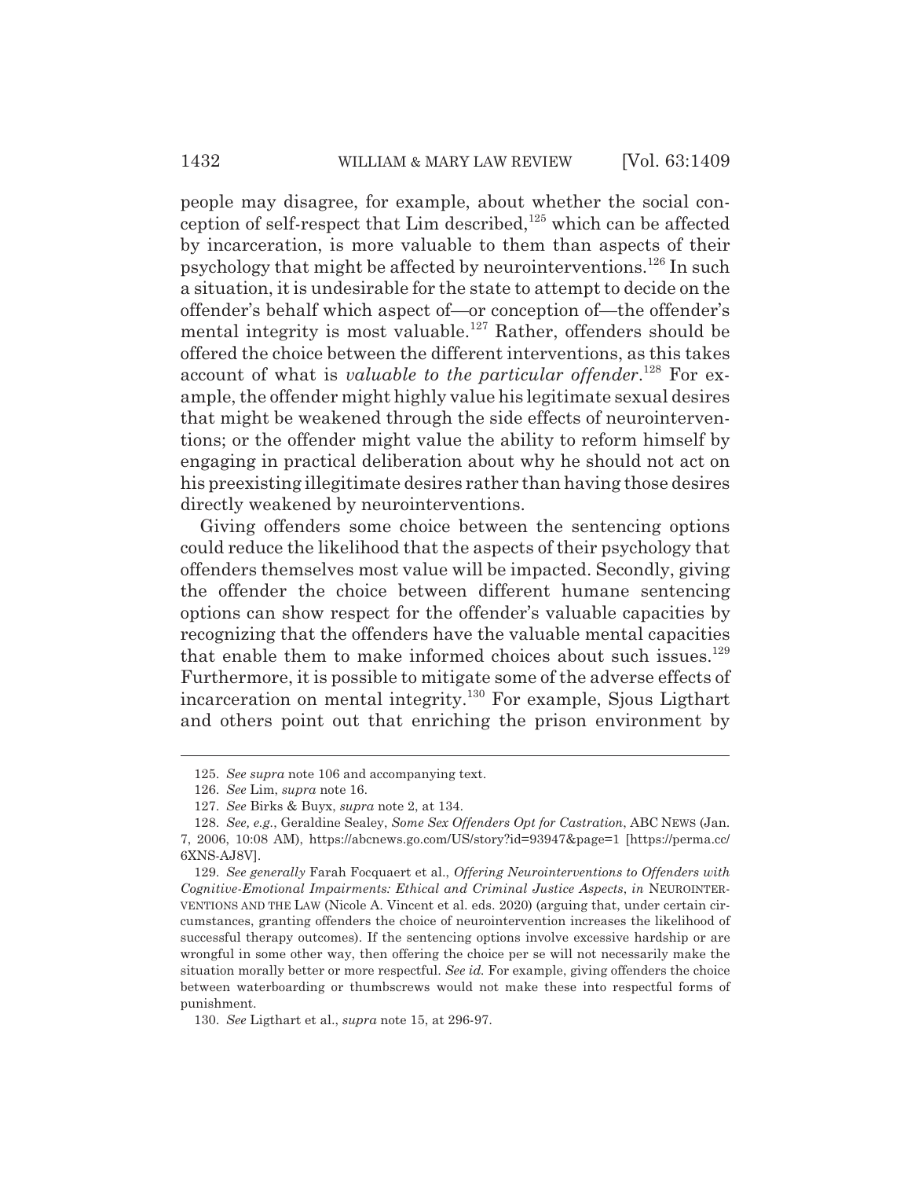people may disagree, for example, about whether the social conception of self-respect that Lim described,[125] which can be affected by incarceration, is more valuable to them than aspects of their psychology that might be affected by neurointerventions.[126] In such a situation, it is undesirable for the state to attempt to decide on the offender's behalf which aspect of—or conception of—the offender's mental integrity is most valuable.[127] Rather, offenders should be offered the choice between the different interventions, as this takes account of what is *valuable to the particular offender*.[128] For example, the offender might highly value his legitimate sexual desires that might be weakened through the side effects of neurointerventions; or the offender might value the ability to reform himself by engaging in practical deliberation about why he should not act on his preexisting illegitimate desires rather than having those desires directly weakened by neurointerventions.

Giving offenders some choice between the sentencing options could reduce the likelihood that the aspects of their psychology that offenders themselves most value will be impacted. Secondly, giving the offender the choice between different humane sentencing options can show respect for the offender's valuable capacities by recognizing that the offenders have the valuable mental capacities that enable them to make informed choices about such issues.[129] Furthermore, it is possible to mitigate some of the adverse effects of incarceration on mental integrity.[130] For example, Sjous Ligthart and others point out that enriching the prison environment by

---

125. *See supra* note 106 and accompanying text.

126. *See* Lim, *supra* note 16.

127. *See* Birks & Buyx, *supra* note 2, at 134.

128. *See, e.g.*, Geraldine Sealey, *Some Sex Offenders Opt for Castration*, ABC NEWS (Jan. 7, 2006, 10:08 AM), https://abcnews.go.com/US/story?id=93947&page=1 [https://perma.cc/6XNS-AJ8V].

129. *See generally* Farah Focquaert et al., *Offering Neurointerventions to Offenders with Cognitive-Emotional Impairments: Ethical and Criminal Justice Aspects*, *in* NEUROINTERVENTIONS AND THE LAW (Nicole A. Vincent et al. eds. 2020) (arguing that, under certain circumstances, granting offenders the choice of neurointervention increases the likelihood of successful therapy outcomes). If the sentencing options involve excessive hardship or are wrongful in some other way, then offering the choice per se will not necessarily make the situation morally better or more respectful. *See id.* For example, giving offenders the choice between waterboarding or thumbscrews would not make these into respectful forms of punishment.

130. *See* Ligthart et al., *supra* note 15, at 296-97.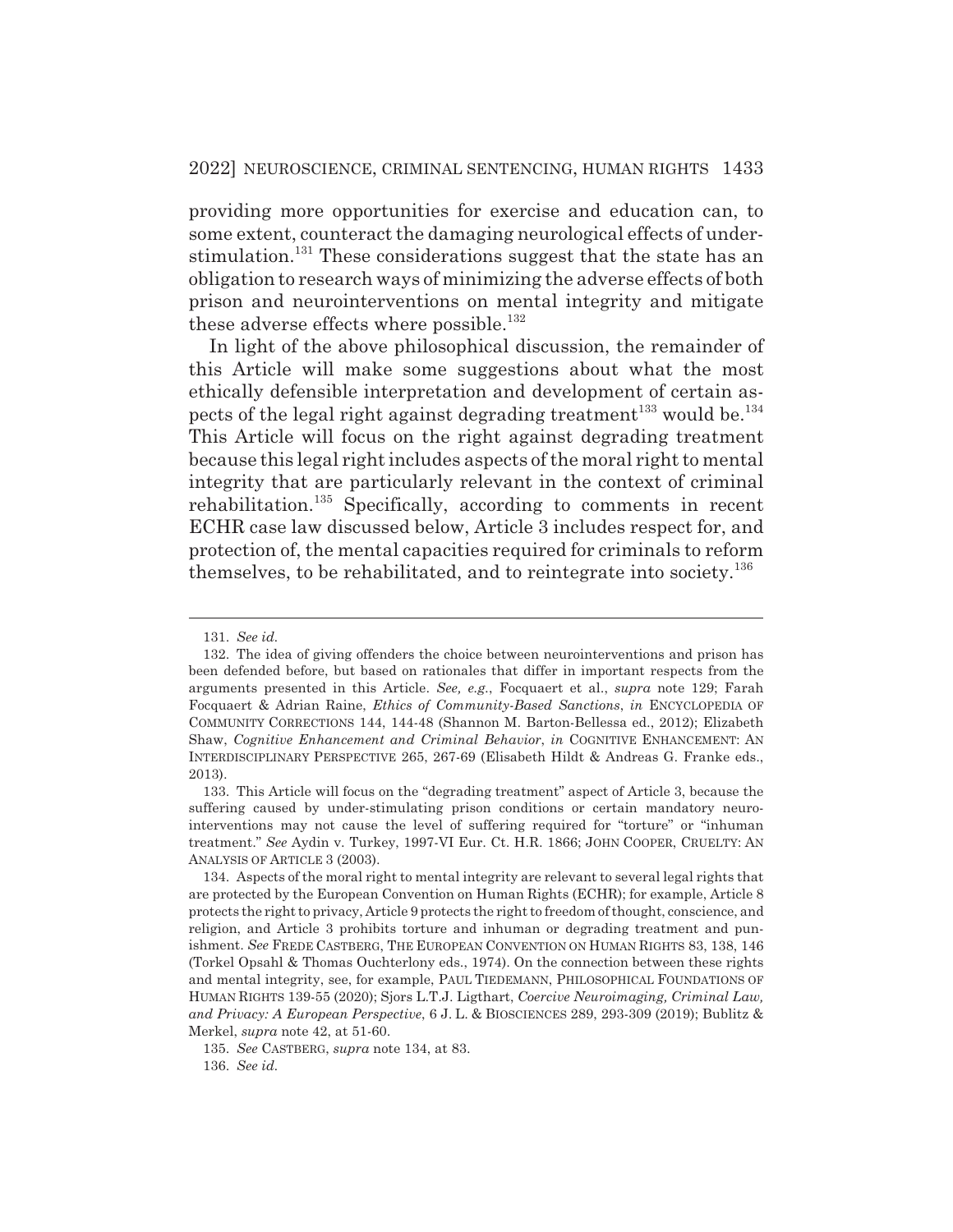providing more opportunities for exercise and education can, to some extent, counteract the damaging neurological effects of understimulation.[131] These considerations suggest that the state has an obligation to research ways of minimizing the adverse effects of both prison and neurointerventions on mental integrity and mitigate these adverse effects where possible.[132]

In light of the above philosophical discussion, the remainder of this Article will make some suggestions about what the most ethically defensible interpretation and development of certain aspects of the legal right against degrading treatment[133] would be.[134] This Article will focus on the right against degrading treatment because this legal right includes aspects of the moral right to mental integrity that are particularly relevant in the context of criminal rehabilitation.[135] Specifically, according to comments in recent ECHR case law discussed below, Article 3 includes respect for, and protection of, the mental capacities required for criminals to reform themselves, to be rehabilitated, and to reintegrate into society.[136]

---

131. *See id.*

132. The idea of giving offenders the choice between neurointerventions and prison has been defended before, but based on rationales that differ in important respects from the arguments presented in this Article. *See, e.g.*, Focquaert et al., *supra* note 129; Farah Focquaert & Adrian Raine, *Ethics of Community-Based Sanctions*, *in* ENCYCLOPEDIA OF COMMUNITY CORRECTIONS 144, 144-48 (Shannon M. Barton-Bellessa ed., 2012); Elizabeth Shaw, *Cognitive Enhancement and Criminal Behavior*, *in* COGNITIVE ENHANCEMENT: AN INTERDISCIPLINARY PERSPECTIVE 265, 267-69 (Elisabeth Hildt & Andreas G. Franke eds., 2013).

133. This Article will focus on the "degrading treatment" aspect of Article 3, because the suffering caused by under-stimulating prison conditions or certain mandatory neurointerventions may not cause the level of suffering required for "torture" or "inhuman treatment." *See* Aydin v. Turkey, 1997-VI Eur. Ct. H.R. 1866; JOHN COOPER, CRUELTY: AN ANALYSIS OF ARTICLE 3 (2003).

134. Aspects of the moral right to mental integrity are relevant to several legal rights that are protected by the European Convention on Human Rights (ECHR); for example, Article 8 protects the right to privacy, Article 9 protects the right to freedom of thought, conscience, and religion, and Article 3 prohibits torture and inhuman or degrading treatment and punishment. *See* FREDE CASTBERG, THE EUROPEAN CONVENTION ON HUMAN RIGHTS 83, 138, 146 (Torkel Opsahl & Thomas Ouchterlony eds., 1974). On the connection between these rights and mental integrity, see, for example, PAUL TIEDEMANN, PHILOSOPHICAL FOUNDATIONS OF HUMAN RIGHTS 139-55 (2020); Sjors L.T.J. Ligthart, *Coercive Neuroimaging, Criminal Law, and Privacy: A European Perspective*, 6 J. L. & BIOSCIENCES 289, 293-309 (2019); Bublitz & Merkel, *supra* note 42, at 51-60.

135. *See* CASTBERG, *supra* note 134, at 83.

136. *See id.*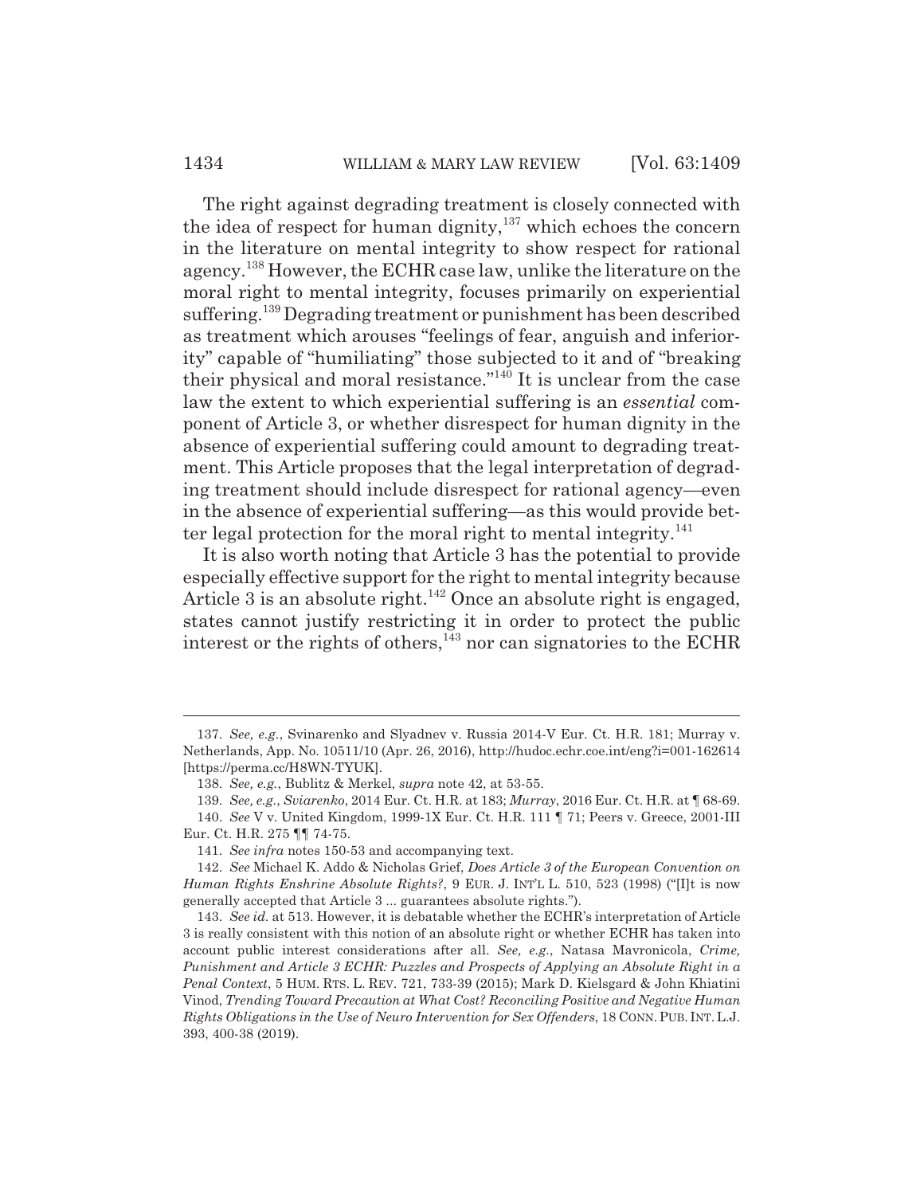The right against degrading treatment is closely connected with the idea of respect for human dignity,[137] which echoes the concern in the literature on mental integrity to show respect for rational agency.[138] However, the ECHR case law, unlike the literature on the moral right to mental integrity, focuses primarily on experiential suffering.[139] Degrading treatment or punishment has been described as treatment which arouses "feelings of fear, anguish and inferiority" capable of "humiliating" those subjected to it and of "breaking their physical and moral resistance."[140] It is unclear from the case law the extent to which experiential suffering is an *essential* component of Article 3, or whether disrespect for human dignity in the absence of experiential suffering could amount to degrading treatment. This Article proposes that the legal interpretation of degrading treatment should include disrespect for rational agency—even in the absence of experiential suffering—as this would provide better legal protection for the moral right to mental integrity.[141]

It is also worth noting that Article 3 has the potential to provide especially effective support for the right to mental integrity because Article 3 is an absolute right.[142] Once an absolute right is engaged, states cannot justify restricting it in order to protect the public interest or the rights of others,[143] nor can signatories to the ECHR

---

137. *See, e.g.*, Svinarenko and Slyadnev v. Russia 2014-V Eur. Ct. H.R. 181; Murray v. Netherlands, App. No. 10511/10 (Apr. 26, 2016), http://hudoc.echr.coe.int/eng?i=001-162614 [https://perma.cc/H8WN-TYUK].

138. *See, e.g.*, Bublitz & Merkel, *supra* note 42, at 53-55.

139. *See, e.g.*, *Sviarenko*, 2014 Eur. Ct. H.R. at 183; *Murray*, 2016 Eur. Ct. H.R. at ¶ 68-69.

140. *See* V v. United Kingdom, 1999-1X Eur. Ct. H.R. 111 ¶ 71; Peers v. Greece, 2001-III Eur. Ct. H.R. 275 ¶¶ 74-75.

141. *See infra* notes 150-53 and accompanying text.

142. *See* Michael K. Addo & Nicholas Grief, *Does Article 3 of the European Convention on Human Rights Enshrine Absolute Rights?*, 9 EUR. J. INT'L L. 510, 523 (1998) ("[I]t is now generally accepted that Article 3 ... guarantees absolute rights.").

143. *See id.* at 513. However, it is debatable whether the ECHR's interpretation of Article 3 is really consistent with this notion of an absolute right or whether ECHR has taken into account public interest considerations after all. *See, e.g.*, Natasa Mavronicola, *Crime, Punishment and Article 3 ECHR: Puzzles and Prospects of Applying an Absolute Right in a Penal Context*, 5 HUM. RTS. L. REV. 721, 733-39 (2015); Mark D. Kielsgard & John Khiatini Vinod, *Trending Toward Precaution at What Cost? Reconciling Positive and Negative Human Rights Obligations in the Use of Neuro Intervention for Sex Offenders*, 18 CONN. PUB. INT. L.J. 393, 400-38 (2019).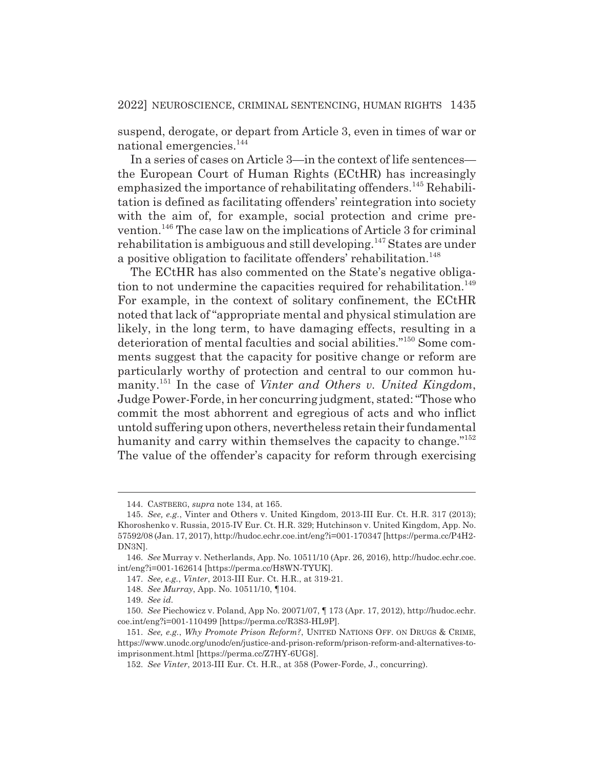suspend, derogate, or depart from Article 3, even in times of war or national emergencies.[144]

In a series of cases on Article 3—in the context of life sentences—the European Court of Human Rights (ECtHR) has increasingly emphasized the importance of rehabilitating offenders.[145] Rehabilitation is defined as facilitating offenders' reintegration into society with the aim of, for example, social protection and crime prevention.[146] The case law on the implications of Article 3 for criminal rehabilitation is ambiguous and still developing.[147] States are under a positive obligation to facilitate offenders' rehabilitation.[148]

The ECtHR has also commented on the State's negative obligation to not undermine the capacities required for rehabilitation.[149] For example, in the context of solitary confinement, the ECtHR noted that lack of "appropriate mental and physical stimulation are likely, in the long term, to have damaging effects, resulting in a deterioration of mental faculties and social abilities."[150] Some comments suggest that the capacity for positive change or reform are particularly worthy of protection and central to our common humanity.[151] In the case of *Vinter and Others v. United Kingdom*, Judge Power-Forde, in her concurring judgment, stated: "Those who commit the most abhorrent and egregious of acts and who inflict untold suffering upon others, nevertheless retain their fundamental humanity and carry within themselves the capacity to change."[152] The value of the offender's capacity for reform through exercising

---

144. CASTBERG, *supra* note 134, at 165.

145. *See, e.g.*, Vinter and Others v. United Kingdom, 2013-III Eur. Ct. H.R. 317 (2013); Khoroshenko v. Russia, 2015-IV Eur. Ct. H.R. 329; Hutchinson v. United Kingdom, App. No. 57592/08 (Jan. 17, 2017), http://hudoc.echr.coe.int/eng?i=001-170347 [https://perma.cc/P4H2-DN3N].

146. *See* Murray v. Netherlands, App. No. 10511/10 (Apr. 26, 2016), http://hudoc.echr.coe.int/eng?i=001-162614 [https://perma.cc/H8WN-TYUK].

147. *See, e.g.*, *Vinter*, 2013-III Eur. Ct. H.R., at 319-21.

148. *See Murray*, App. No. 10511/10, ¶104.

149. *See id.*

150. *See* Piechowicz v. Poland, App No. 20071/07, ¶ 173 (Apr. 17, 2012), http://hudoc.echr.coe.int/eng?i=001-110499 [https://perma.cc/R3S3-HL9P].

151. *See, e.g.*, *Why Promote Prison Reform?*, UNITED NATIONS OFF. ON DRUGS & CRIME, https://www.unodc.org/unodc/en/justice-and-prison-reform/prison-reform-and-alternatives-to-imprisonment.html [https://perma.cc/Z7HY-6UG8].

152. *See Vinter*, 2013-III Eur. Ct. H.R., at 358 (Power-Forde, J., concurring).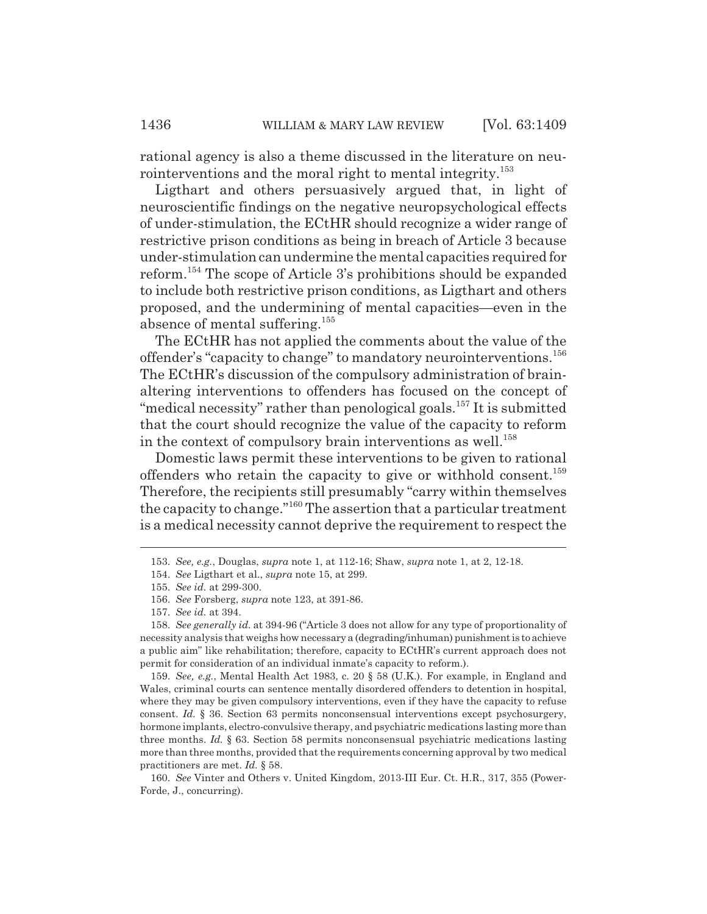rational agency is also a theme discussed in the literature on neurointerventions and the moral right to mental integrity.[153]

Ligthart and others persuasively argued that, in light of neuroscientific findings on the negative neuropsychological effects of under-stimulation, the ECtHR should recognize a wider range of restrictive prison conditions as being in breach of Article 3 because under-stimulation can undermine the mental capacities required for reform.[154] The scope of Article 3's prohibitions should be expanded to include both restrictive prison conditions, as Ligthart and others proposed, and the undermining of mental capacities—even in the absence of mental suffering.[155]

The ECtHR has not applied the comments about the value of the offender's "capacity to change" to mandatory neurointerventions.[156] The ECtHR's discussion of the compulsory administration of brain-altering interventions to offenders has focused on the concept of "medical necessity" rather than penological goals.[157] It is submitted that the court should recognize the value of the capacity to reform in the context of compulsory brain interventions as well.[158]

Domestic laws permit these interventions to be given to rational offenders who retain the capacity to give or withhold consent.[159] Therefore, the recipients still presumably "carry within themselves the capacity to change."[160] The assertion that a particular treatment is a medical necessity cannot deprive the requirement to respect the

---

153. *See, e.g.*, Douglas, *supra* note 1, at 112-16; Shaw, *supra* note 1, at 2, 12-18.

154. *See* Ligthart et al., *supra* note 15, at 299.

155. *See id.* at 299-300.

156. *See* Forsberg, *supra* note 123, at 391-86.

157. *See id.* at 394.

158. *See generally id.* at 394-96 ("Article 3 does not allow for any type of proportionality of necessity analysis that weighs how necessary a (degrading/inhuman) punishment is to achieve a public aim" like rehabilitation; therefore, capacity to ECtHR's current approach does not permit for consideration of an individual inmate's capacity to reform.).

159. *See, e.g.*, Mental Health Act 1983, c. 20 § 58 (U.K.). For example, in England and Wales, criminal courts can sentence mentally disordered offenders to detention in hospital, where they may be given compulsory interventions, even if they have the capacity to refuse consent. *Id.* § 36. Section 63 permits nonconsensual interventions except psychosurgery, hormone implants, electro-convulsive therapy, and psychiatric medications lasting more than three months. *Id.* § 63. Section 58 permits nonconsensual psychiatric medications lasting more than three months, provided that the requirements concerning approval by two medical practitioners are met. *Id.* § 58.

160. *See* Vinter and Others v. United Kingdom, 2013-III Eur. Ct. H.R., 317, 355 (Power-Forde, J., concurring).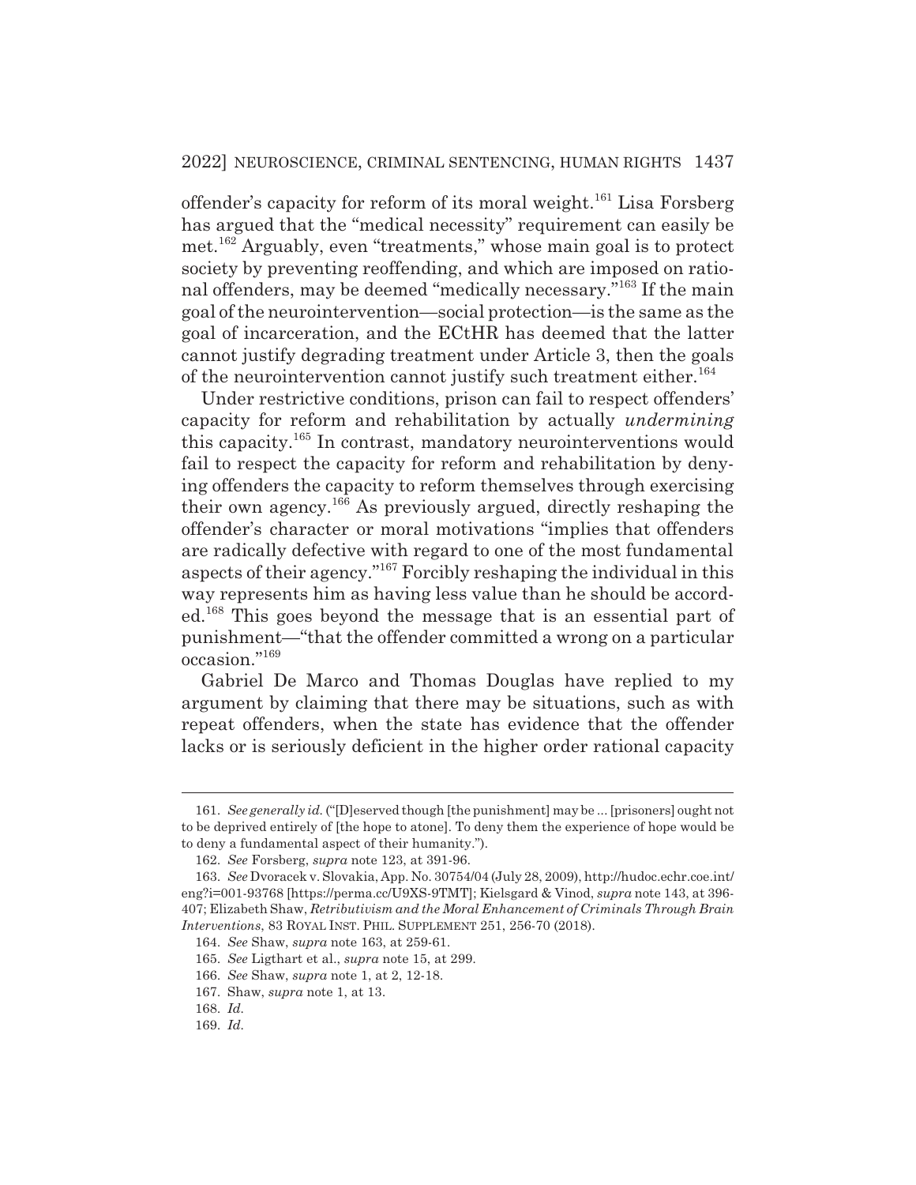offender's capacity for reform of its moral weight.[161] Lisa Forsberg has argued that the "medical necessity" requirement can easily be met.[162] Arguably, even "treatments," whose main goal is to protect society by preventing reoffending, and which are imposed on rational offenders, may be deemed "medically necessary."[163] If the main goal of the neurointervention—social protection—is the same as the goal of incarceration, and the ECtHR has deemed that the latter cannot justify degrading treatment under Article 3, then the goals of the neurointervention cannot justify such treatment either.[164]

Under restrictive conditions, prison can fail to respect offenders' capacity for reform and rehabilitation by actually *undermining* this capacity.[165] In contrast, mandatory neurointerventions would fail to respect the capacity for reform and rehabilitation by denying offenders the capacity to reform themselves through exercising their own agency.[166] As previously argued, directly reshaping the offender's character or moral motivations "implies that offenders are radically defective with regard to one of the most fundamental aspects of their agency."[167] Forcibly reshaping the individual in this way represents him as having less value than he should be accorded.[168] This goes beyond the message that is an essential part of punishment—"that the offender committed a wrong on a particular occasion."[169]

Gabriel De Marco and Thomas Douglas have replied to my argument by claiming that there may be situations, such as with repeat offenders, when the state has evidence that the offender lacks or is seriously deficient in the higher order rational capacity

---

161. *See generally id.* ("[D]eserved though [the punishment] may be ... [prisoners] ought not to be deprived entirely of [the hope to atone]. To deny them the experience of hope would be to deny a fundamental aspect of their humanity.").

162. *See* Forsberg, *supra* note 123, at 391-96.

163. *See* Dvoracek v. Slovakia, App. No. 30754/04 (July 28, 2009), http://hudoc.echr.coe.int/eng?i=001-93768 [https://perma.cc/U9XS-9TMT]; Kielsgard & Vinod, *supra* note 143, at 396-407; Elizabeth Shaw, *Retributivism and the Moral Enhancement of Criminals Through Brain Interventions*, 83 ROYAL INST. PHIL. SUPPLEMENT 251, 256-70 (2018).

164. *See* Shaw, *supra* note 163, at 259-61.

165. *See* Ligthart et al., *supra* note 15, at 299.

166. *See* Shaw, *supra* note 1, at 2, 12-18.

167. Shaw, *supra* note 1, at 13.

168. *Id.*

169. *Id.*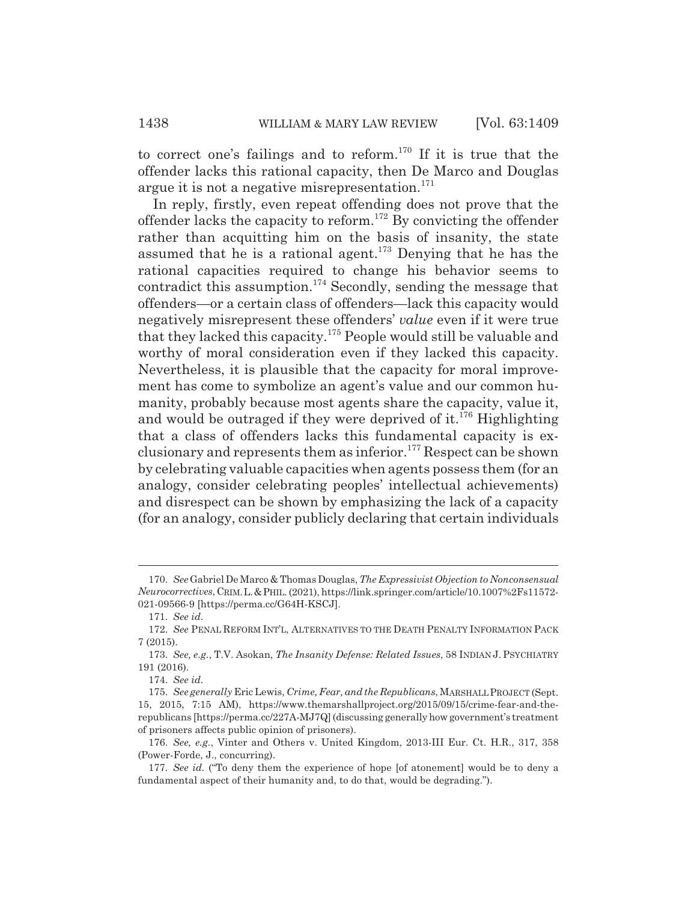to correct one's failings and to reform.[170] If it is true that the offender lacks this rational capacity, then De Marco and Douglas argue it is not a negative misrepresentation.[171]

In reply, firstly, even repeat offending does not prove that the offender lacks the capacity to reform.[172] By convicting the offender rather than acquitting him on the basis of insanity, the state assumed that he is a rational agent.[173] Denying that he has the rational capacities required to change his behavior seems to contradict this assumption.[174] Secondly, sending the message that offenders—or a certain class of offenders—lack this capacity would negatively misrepresent these offenders' *value* even if it were true that they lacked this capacity.[175] People would still be valuable and worthy of moral consideration even if they lacked this capacity. Nevertheless, it is plausible that the capacity for moral improvement has come to symbolize an agent's value and our common humanity, probably because most agents share the capacity, value it, and would be outraged if they were deprived of it.[176] Highlighting that a class of offenders lacks this fundamental capacity is exclusionary and represents them as inferior.[177] Respect can be shown by celebrating valuable capacities when agents possess them (for an analogy, consider celebrating peoples' intellectual achievements) and disrespect can be shown by emphasizing the lack of a capacity (for an analogy, consider publicly declaring that certain individuals

---

170. *See* Gabriel De Marco & Thomas Douglas, *The Expressivist Objection to Nonconsensual Neurocorrectives*, CRIM. L. & PHIL. (2021), https://link.springer.com/article/10.1007%2Fs11572-021-09566-9 [https://perma.cc/G64H-KSCJ].

171. *See id.*

172. *See* PENAL REFORM INT'L, ALTERNATIVES TO THE DEATH PENALTY INFORMATION PACK 7 (2015).

173. *See, e.g.*, T.V. Asokan, *The Insanity Defense: Related Issues*, 58 INDIAN J. PSYCHIATRY 191 (2016).

174. *See id.*

175. *See generally* Eric Lewis, *Crime, Fear, and the Republicans*, MARSHALL PROJECT (Sept. 15, 2015, 7:15 AM), https://www.themarshallproject.org/2015/09/15/crime-fear-and-the-republicans [https://perma.cc/227A-MJ7Q] (discussing generally how government's treatment of prisoners affects public opinion of prisoners).

176. *See, e.g.*, Vinter and Others v. United Kingdom, 2013-III Eur. Ct. H.R., 317, 358 (Power-Forde, J., concurring).

177. *See id.* ("To deny them the experience of hope [of atonement] would be to deny a fundamental aspect of their humanity and, to do that, would be degrading.").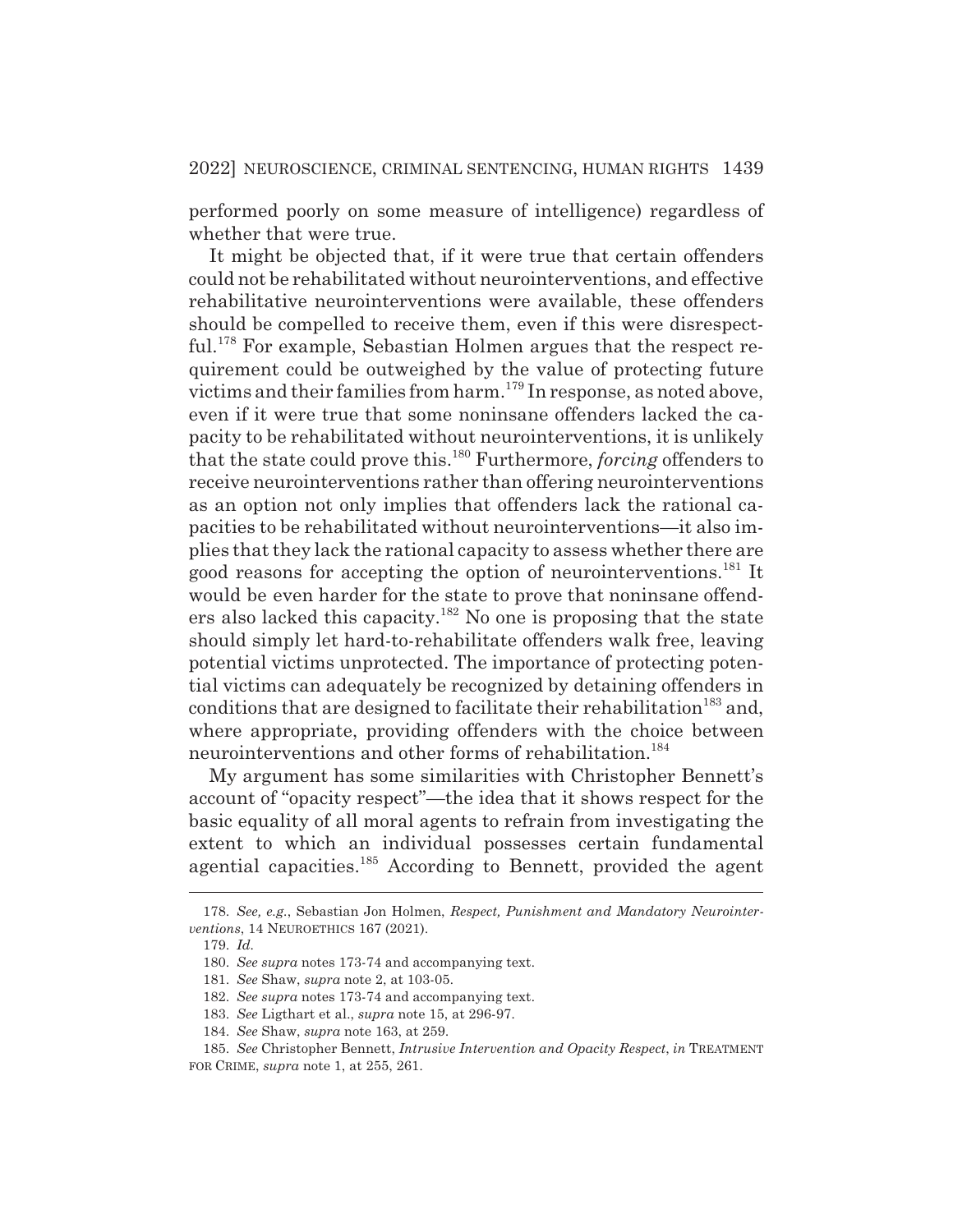performed poorly on some measure of intelligence) regardless of whether that were true.

It might be objected that, if it were true that certain offenders could not be rehabilitated without neurointerventions, and effective rehabilitative neurointerventions were available, these offenders should be compelled to receive them, even if this were disrespectful.[178] For example, Sebastian Holmen argues that the respect requirement could be outweighed by the value of protecting future victims and their families from harm.[179] In response, as noted above, even if it were true that some noninsane offenders lacked the capacity to be rehabilitated without neurointerventions, it is unlikely that the state could prove this.[180] Furthermore, *forcing* offenders to receive neurointerventions rather than offering neurointerventions as an option not only implies that offenders lack the rational capacities to be rehabilitated without neurointerventions—it also implies that they lack the rational capacity to assess whether there are good reasons for accepting the option of neurointerventions.[181] It would be even harder for the state to prove that noninsane offenders also lacked this capacity.[182] No one is proposing that the state should simply let hard-to-rehabilitate offenders walk free, leaving potential victims unprotected. The importance of protecting potential victims can adequately be recognized by detaining offenders in conditions that are designed to facilitate their rehabilitation[183] and, where appropriate, providing offenders with the choice between neurointerventions and other forms of rehabilitation.[184]

My argument has some similarities with Christopher Bennett's account of "opacity respect"—the idea that it shows respect for the basic equality of all moral agents to refrain from investigating the extent to which an individual possesses certain fundamental agential capacities.[185] According to Bennett, provided the agent

---

178. *See, e.g.*, Sebastian Jon Holmen, *Respect, Punishment and Mandatory Neurointerventions*, 14 NEUROETHICS 167 (2021).

179. *Id.*

180. *See supra* notes 173-74 and accompanying text.

181. *See* Shaw, *supra* note 2, at 103-05.

182. *See supra* notes 173-74 and accompanying text.

183. *See* Ligthart et al., *supra* note 15, at 296-97.

184. *See* Shaw, *supra* note 163, at 259.

185. *See* Christopher Bennett, *Intrusive Intervention and Opacity Respect*, *in* TREATMENT FOR CRIME, *supra* note 1, at 255, 261.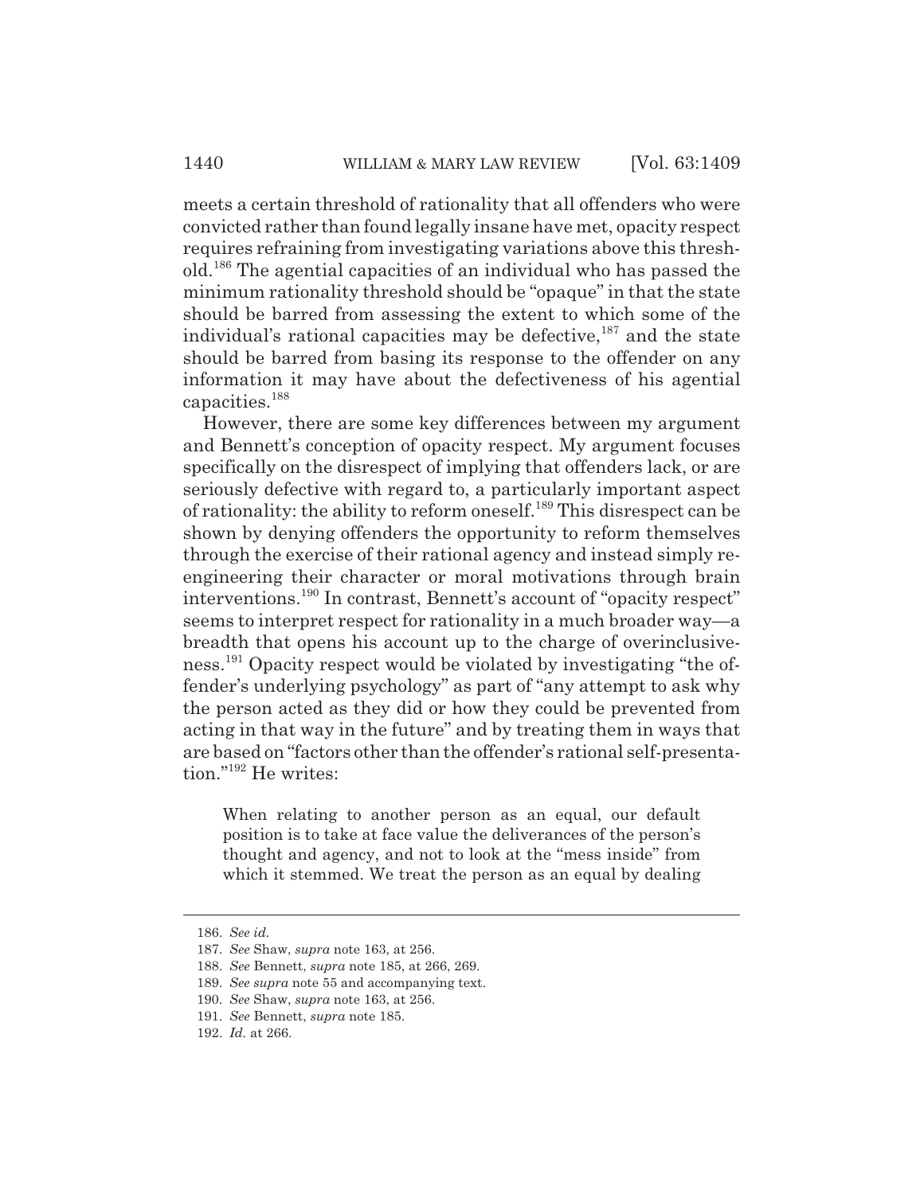meets a certain threshold of rationality that all offenders who were convicted rather than found legally insane have met, opacity respect requires refraining from investigating variations above this threshold.[186] The agential capacities of an individual who has passed the minimum rationality threshold should be "opaque" in that the state should be barred from assessing the extent to which some of the individual's rational capacities may be defective,[187] and the state should be barred from basing its response to the offender on any information it may have about the defectiveness of his agential capacities.[188]

However, there are some key differences between my argument and Bennett's conception of opacity respect. My argument focuses specifically on the disrespect of implying that offenders lack, or are seriously defective with regard to, a particularly important aspect of rationality: the ability to reform oneself.[189] This disrespect can be shown by denying offenders the opportunity to reform themselves through the exercise of their rational agency and instead simply re-engineering their character or moral motivations through brain interventions.[190] In contrast, Bennett's account of "opacity respect" seems to interpret respect for rationality in a much broader way—a breadth that opens his account up to the charge of overinclusiveness.[191] Opacity respect would be violated by investigating "the offender's underlying psychology" as part of "any attempt to ask why the person acted as they did or how they could be prevented from acting in that way in the future" and by treating them in ways that are based on "factors other than the offender's rational self-presentation."[192] He writes:

> When relating to another person as an equal, our default position is to take at face value the deliverances of the person's thought and agency, and not to look at the "mess inside" from which it stemmed. We treat the person as an equal by dealing

---

186. *See id.*

187. *See* Shaw, *supra* note 163, at 256.

188. *See* Bennett, *supra* note 185, at 266, 269.

189. *See supra* note 55 and accompanying text.

190. *See* Shaw, *supra* note 163, at 256.

191. *See* Bennett, *supra* note 185.

192. *Id.* at 266.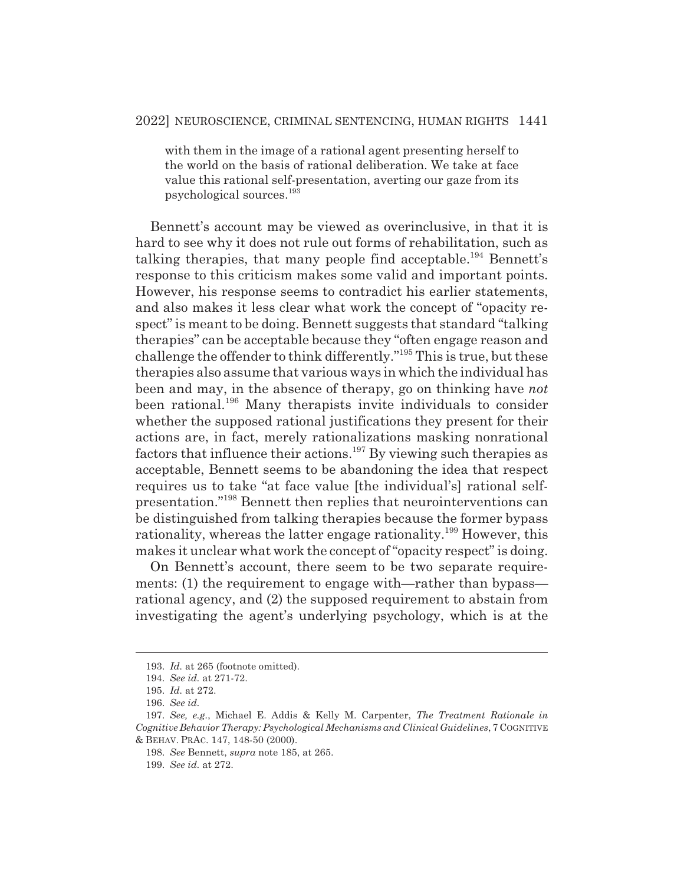with them in the image of a rational agent presenting herself to the world on the basis of rational deliberation. We take at face value this rational self-presentation, averting our gaze from its psychological sources.[193]

Bennett's account may be viewed as overinclusive, in that it is hard to see why it does not rule out forms of rehabilitation, such as talking therapies, that many people find acceptable.[194] Bennett's response to this criticism makes some valid and important points. However, his response seems to contradict his earlier statements, and also makes it less clear what work the concept of "opacity respect" is meant to be doing. Bennett suggests that standard "talking therapies" can be acceptable because they "often engage reason and challenge the offender to think differently."[195] This is true, but these therapies also assume that various ways in which the individual has been and may, in the absence of therapy, go on thinking have *not* been rational.[196] Many therapists invite individuals to consider whether the supposed rational justifications they present for their actions are, in fact, merely rationalizations masking nonrational factors that influence their actions.[197] By viewing such therapies as acceptable, Bennett seems to be abandoning the idea that respect requires us to take "at face value [the individual's] rational self-presentation."[198] Bennett then replies that neurointerventions can be distinguished from talking therapies because the former bypass rationality, whereas the latter engage rationality.[199] However, this makes it unclear what work the concept of "opacity respect" is doing.

On Bennett's account, there seem to be two separate requirements: (1) the requirement to engage with—rather than bypass—rational agency, and (2) the supposed requirement to abstain from investigating the agent's underlying psychology, which is at the

---

193. *Id.* at 265 (footnote omitted).

194. *See id.* at 271-72.

195. *Id.* at 272.

196. *See id.*

197. *See, e.g.*, Michael E. Addis & Kelly M. Carpenter, *The Treatment Rationale in Cognitive Behavior Therapy: Psychological Mechanisms and Clinical Guidelines*, 7 COGNITIVE & BEHAV. PRAC. 147, 148-50 (2000).

198. *See* Bennett, *supra* note 185, at 265.

199. *See id.* at 272.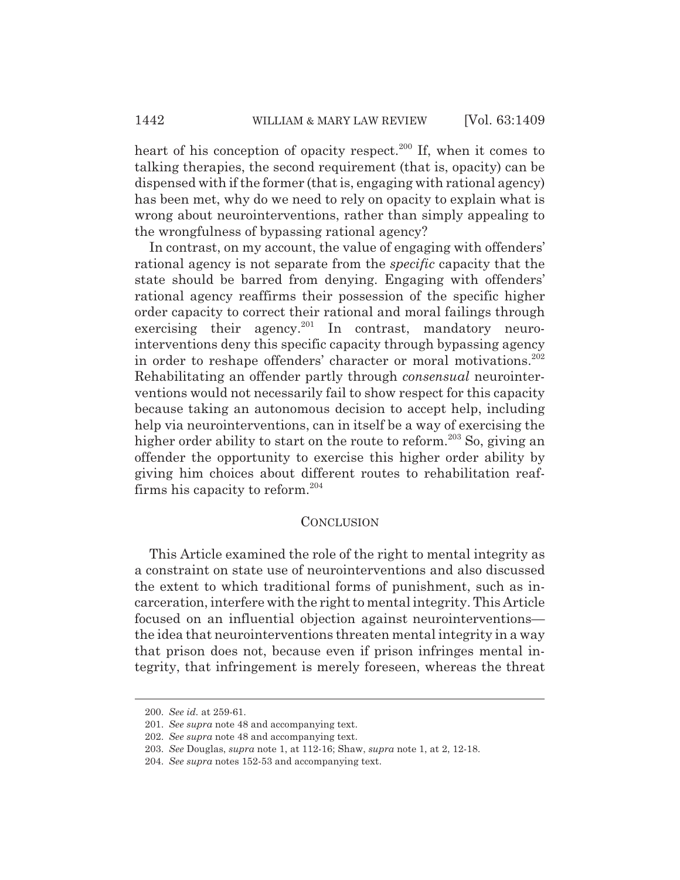heart of his conception of opacity respect.[200] If, when it comes to talking therapies, the second requirement (that is, opacity) can be dispensed with if the former (that is, engaging with rational agency) has been met, why do we need to rely on opacity to explain what is wrong about neurointerventions, rather than simply appealing to the wrongfulness of bypassing rational agency?

In contrast, on my account, the value of engaging with offenders' rational agency is not separate from the *specific* capacity that the state should be barred from denying. Engaging with offenders' rational agency reaffirms their possession of the specific higher order capacity to correct their rational and moral failings through exercising their agency.[201] In contrast, mandatory neurointerventions deny this specific capacity through bypassing agency in order to reshape offenders' character or moral motivations.[202] Rehabilitating an offender partly through *consensual* neurointerventions would not necessarily fail to show respect for this capacity because taking an autonomous decision to accept help, including help via neurointerventions, can in itself be a way of exercising the higher order ability to start on the route to reform.[203] So, giving an offender the opportunity to exercise this higher order ability by giving him choices about different routes to rehabilitation reaffirms his capacity to reform.[204]

## CONCLUSION

This Article examined the role of the right to mental integrity as a constraint on state use of neurointerventions and also discussed the extent to which traditional forms of punishment, such as incarceration, interfere with the right to mental integrity. This Article focused on an influential objection against neurointerventions—the idea that neurointerventions threaten mental integrity in a way that prison does not, because even if prison infringes mental integrity, that infringement is merely foreseen, whereas the threat

200. *See id.* at 259-61.

201. *See supra* note 48 and accompanying text.

202. *See supra* note 48 and accompanying text.

203. *See* Douglas, *supra* note 1, at 112-16; Shaw, *supra* note 1, at 2, 12-18.

204. *See supra* notes 152-53 and accompanying text.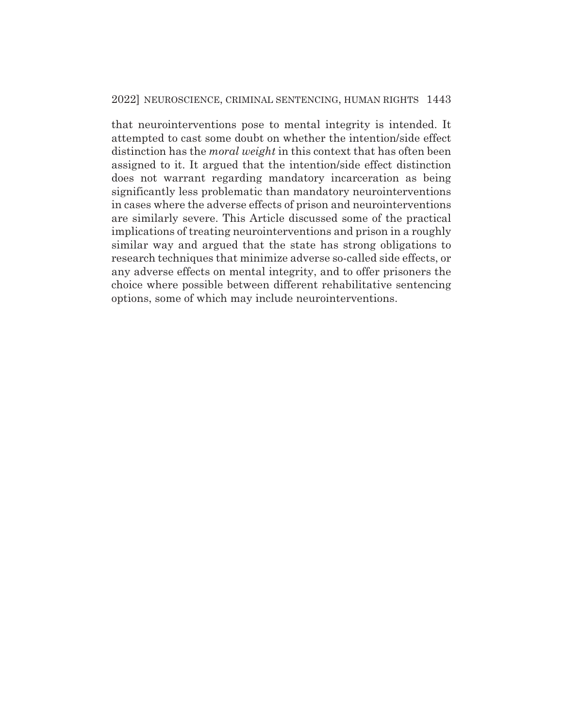that neurointerventions pose to mental integrity is intended. It attempted to cast some doubt on whether the intention/side effect distinction has the *moral weight* in this context that has often been assigned to it. It argued that the intention/side effect distinction does not warrant regarding mandatory incarceration as being significantly less problematic than mandatory neurointerventions in cases where the adverse effects of prison and neurointerventions are similarly severe. This Article discussed some of the practical implications of treating neurointerventions and prison in a roughly similar way and argued that the state has strong obligations to research techniques that minimize adverse so-called side effects, or any adverse effects on mental integrity, and to offer prisoners the choice where possible between different rehabilitative sentencing options, some of which may include neurointerventions.